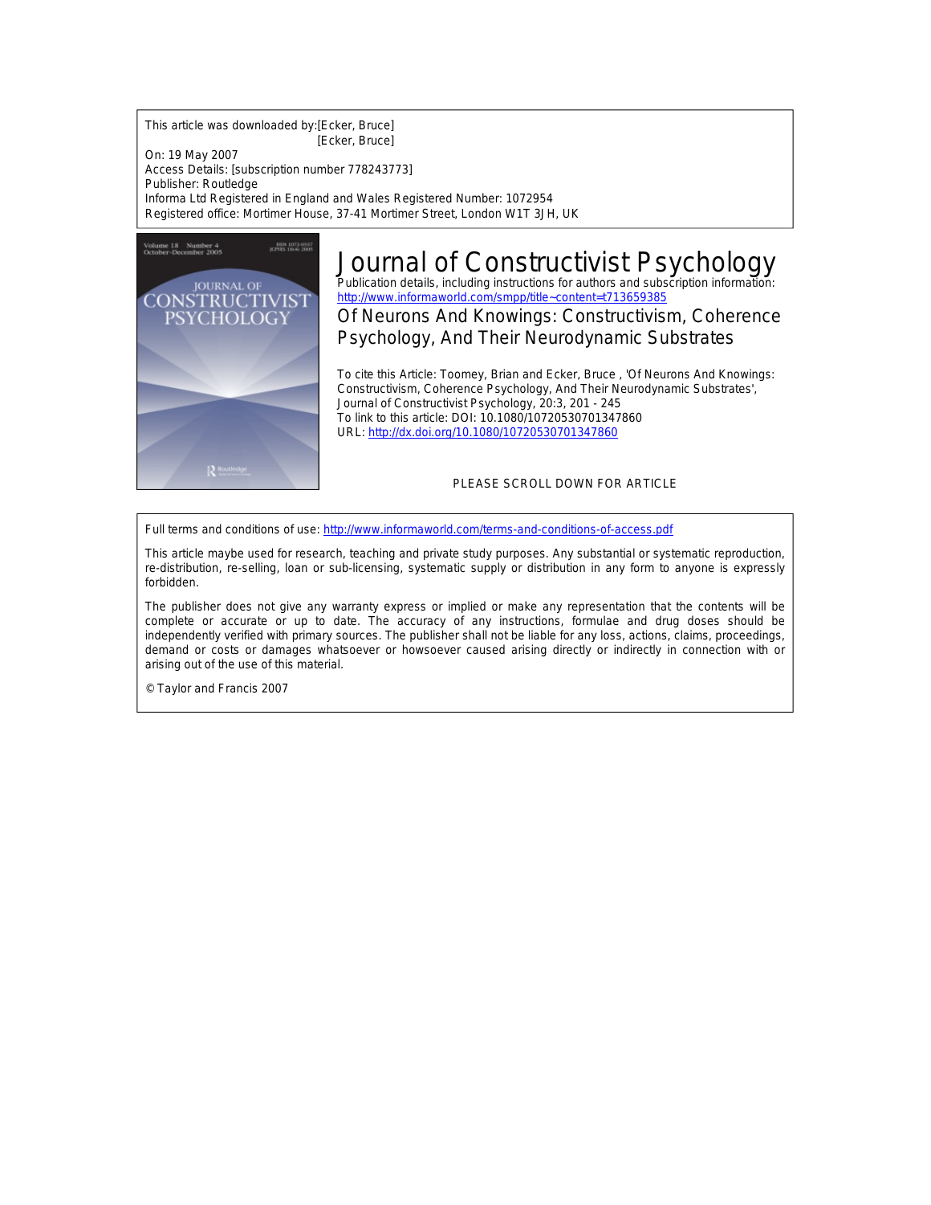This article was downloaded by:[Ecker, Bruce]
[Ecker, Bruce]

On: 19 May 2007

Access Details: [subscription number 778243773]

Publisher: Routledge

Informa Ltd Registered in England and Wales Registered Number: 1072954

Registered office: Mortimer House, 37-41 Mortimer Street, London W1T 3JH, UK

# Journal of Constructivist Psychology

Publication details, including instructions for authors and subscription information: http://www.informaworld.com/smpp/title~content=t713659385

## Of Neurons And Knowings: Constructivism, Coherence Psychology, And Their Neurodynamic Substrates

To cite this Article: Toomey, Brian and Ecker, Bruce , 'Of Neurons And Knowings: Constructivism, Coherence Psychology, And Their Neurodynamic Substrates', Journal of Constructivist Psychology, 20:3, 201 - 245

To link to this article: DOI: 10.1080/10720530701347860

URL: http://dx.doi.org/10.1080/10720530701347860

PLEASE SCROLL DOWN FOR ARTICLE

Full terms and conditions of use: http://www.informaworld.com/terms-and-conditions-of-access.pdf

This article maybe used for research, teaching and private study purposes. Any substantial or systematic reproduction, re-distribution, re-selling, loan or sub-licensing, systematic supply or distribution in any form to anyone is expressly forbidden.

The publisher does not give any warranty express or implied or make any representation that the contents will be complete or accurate or up to date. The accuracy of any instructions, formulae and drug doses should be independently verified with primary sources. The publisher shall not be liable for any loss, actions, claims, proceedings, demand or costs or damages whatsoever or howsoever caused arising directly or indirectly in connection with or arising out of the use of this material.

© Taylor and Francis 2007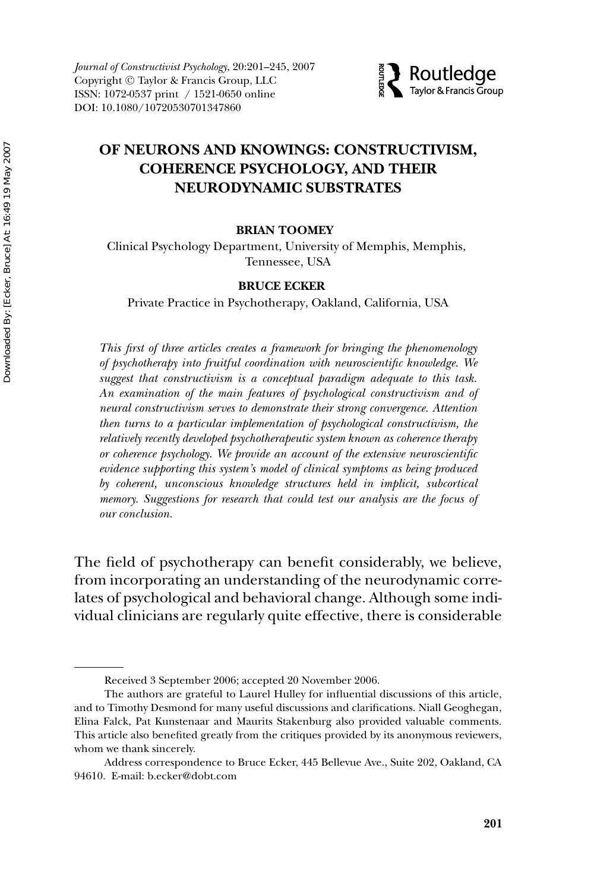# OF NEURONS AND KNOWINGS: CONSTRUCTIVISM, COHERENCE PSYCHOLOGY, AND THEIR NEURODYNAMIC SUBSTRATES

**BRIAN TOOMEY**

Clinical Psychology Department, University of Memphis, Memphis, Tennessee, USA

**BRUCE ECKER**

Private Practice in Psychotherapy, Oakland, California, USA

*This first of three articles creates a framework for bringing the phenomenology of psychotherapy into fruitful coordination with neuroscientific knowledge. We suggest that constructivism is a conceptual paradigm adequate to this task. An examination of the main features of psychological constructivism and of neural constructivism serves to demonstrate their strong convergence. Attention then turns to a particular implementation of psychological constructivism, the relatively recently developed psychotherapeutic system known as coherence therapy or coherence psychology. We provide an account of the extensive neuroscientific evidence supporting this system's model of clinical symptoms as being produced by coherent, unconscious knowledge structures held in implicit, subcortical memory. Suggestions for research that could test our analysis are the focus of our conclusion.*

The field of psychotherapy can benefit considerably, we believe, from incorporating an understanding of the neurodynamic correlates of psychological and behavioral change. Although some individual clinicians are regularly quite effective, there is considerable

---

Received 3 September 2006; accepted 20 November 2006.

The authors are grateful to Laurel Hulley for influential discussions of this article, and to Timothy Desmond for many useful discussions and clarifications. Niall Geoghegan, Elina Falck, Pat Kunstenaar and Maurits Stakenburg also provided valuable comments. This article also benefited greatly from the critiques provided by its anonymous reviewers, whom we thank sincerely.

Address correspondence to Bruce Ecker, 445 Bellevue Ave., Suite 202, Oakland, CA 94610. E-mail: b.ecker@dobt.com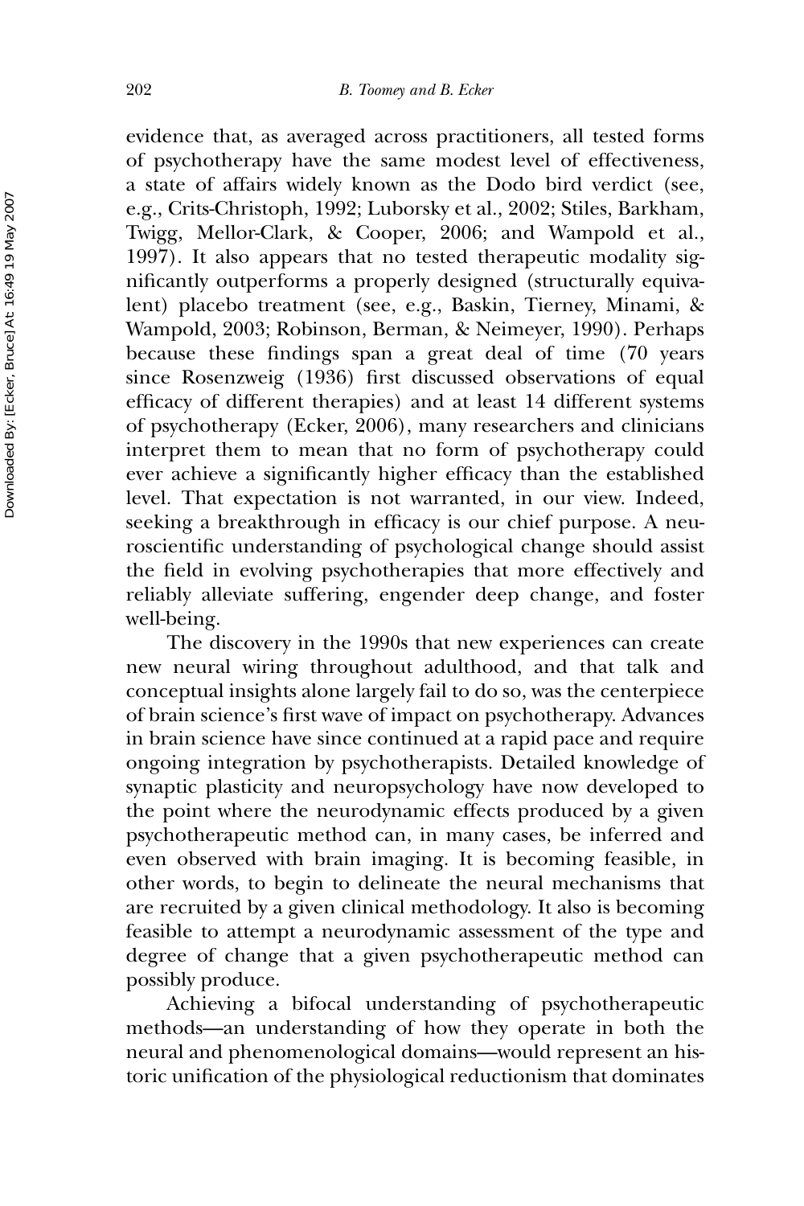evidence that, as averaged across practitioners, all tested forms of psychotherapy have the same modest level of effectiveness, a state of affairs widely known as the Dodo bird verdict (see, e.g., Crits-Christoph, 1992; Luborsky et al., 2002; Stiles, Barkham, Twigg, Mellor-Clark, & Cooper, 2006; and Wampold et al., 1997). It also appears that no tested therapeutic modality significantly outperforms a properly designed (structurally equivalent) placebo treatment (see, e.g., Baskin, Tierney, Minami, & Wampold, 2003; Robinson, Berman, & Neimeyer, 1990). Perhaps because these findings span a great deal of time (70 years since Rosenzweig (1936) first discussed observations of equal efficacy of different therapies) and at least 14 different systems of psychotherapy (Ecker, 2006), many researchers and clinicians interpret them to mean that no form of psychotherapy could ever achieve a significantly higher efficacy than the established level. That expectation is not warranted, in our view. Indeed, seeking a breakthrough in efficacy is our chief purpose. A neuroscientific understanding of psychological change should assist the field in evolving psychotherapies that more effectively and reliably alleviate suffering, engender deep change, and foster well-being.

The discovery in the 1990s that new experiences can create new neural wiring throughout adulthood, and that talk and conceptual insights alone largely fail to do so, was the centerpiece of brain science's first wave of impact on psychotherapy. Advances in brain science have since continued at a rapid pace and require ongoing integration by psychotherapists. Detailed knowledge of synaptic plasticity and neuropsychology have now developed to the point where the neurodynamic effects produced by a given psychotherapeutic method can, in many cases, be inferred and even observed with brain imaging. It is becoming feasible, in other words, to begin to delineate the neural mechanisms that are recruited by a given clinical methodology. It also is becoming feasible to attempt a neurodynamic assessment of the type and degree of change that a given psychotherapeutic method can possibly produce.

Achieving a bifocal understanding of psychotherapeutic methods—an understanding of how they operate in both the neural and phenomenological domains—would represent an historic unification of the physiological reductionism that dominates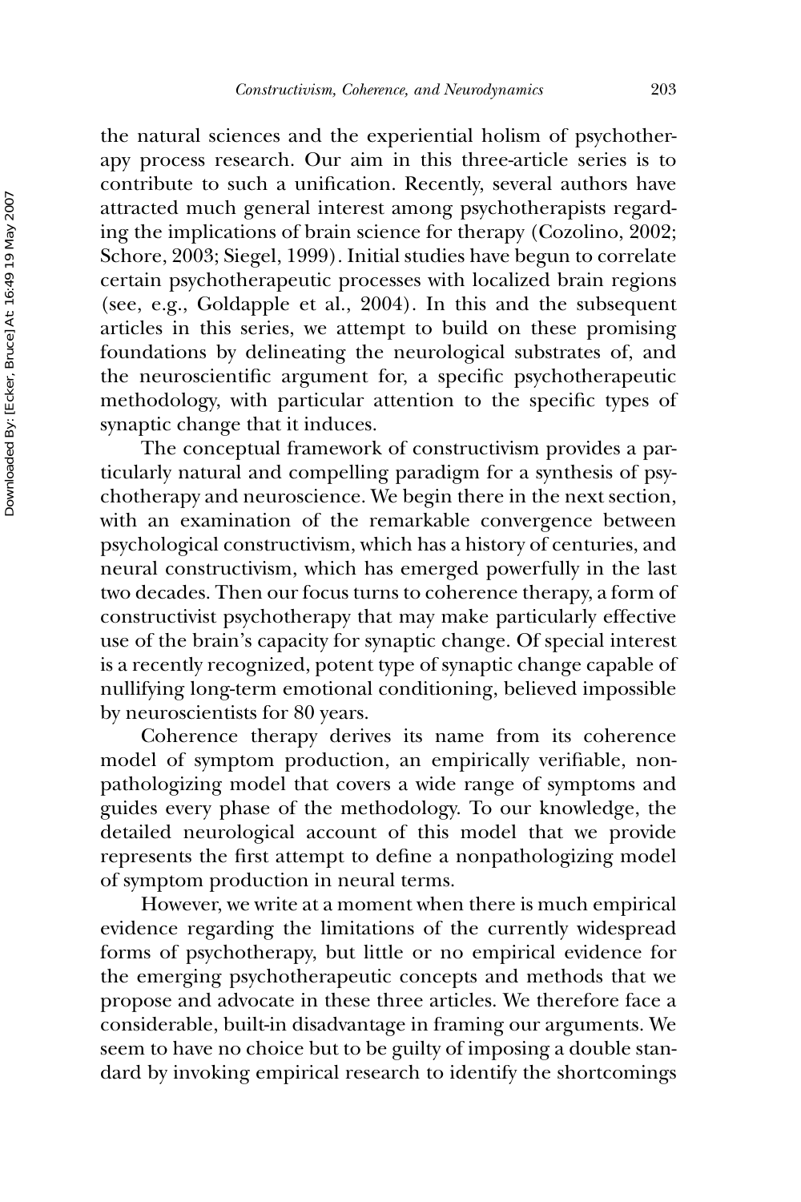the natural sciences and the experiential holism of psychotherapy process research. Our aim in this three-article series is to contribute to such a unification. Recently, several authors have attracted much general interest among psychotherapists regarding the implications of brain science for therapy (Cozolino, 2002; Schore, 2003; Siegel, 1999). Initial studies have begun to correlate certain psychotherapeutic processes with localized brain regions (see, e.g., Goldapple et al., 2004). In this and the subsequent articles in this series, we attempt to build on these promising foundations by delineating the neurological substrates of, and the neuroscientific argument for, a specific psychotherapeutic methodology, with particular attention to the specific types of synaptic change that it induces.

The conceptual framework of constructivism provides a particularly natural and compelling paradigm for a synthesis of psychotherapy and neuroscience. We begin there in the next section, with an examination of the remarkable convergence between psychological constructivism, which has a history of centuries, and neural constructivism, which has emerged powerfully in the last two decades. Then our focus turns to coherence therapy, a form of constructivist psychotherapy that may make particularly effective use of the brain's capacity for synaptic change. Of special interest is a recently recognized, potent type of synaptic change capable of nullifying long-term emotional conditioning, believed impossible by neuroscientists for 80 years.

Coherence therapy derives its name from its coherence model of symptom production, an empirically verifiable, nonpathologizing model that covers a wide range of symptoms and guides every phase of the methodology. To our knowledge, the detailed neurological account of this model that we provide represents the first attempt to define a nonpathologizing model of symptom production in neural terms.

However, we write at a moment when there is much empirical evidence regarding the limitations of the currently widespread forms of psychotherapy, but little or no empirical evidence for the emerging psychotherapeutic concepts and methods that we propose and advocate in these three articles. We therefore face a considerable, built-in disadvantage in framing our arguments. We seem to have no choice but to be guilty of imposing a double standard by invoking empirical research to identify the shortcomings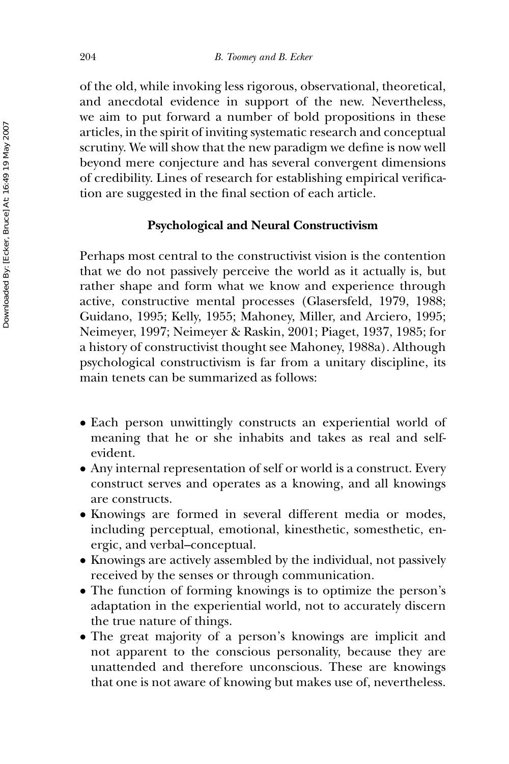of the old, while invoking less rigorous, observational, theoretical, and anecdotal evidence in support of the new. Nevertheless, we aim to put forward a number of bold propositions in these articles, in the spirit of inviting systematic research and conceptual scrutiny. We will show that the new paradigm we define is now well beyond mere conjecture and has several convergent dimensions of credibility. Lines of research for establishing empirical verification are suggested in the final section of each article.

## Psychological and Neural Constructivism

Perhaps most central to the constructivist vision is the contention that we do not passively perceive the world as it actually is, but rather shape and form what we know and experience through active, constructive mental processes (Glasersfeld, 1979, 1988; Guidano, 1995; Kelly, 1955; Mahoney, Miller, and Arciero, 1995; Neimeyer, 1997; Neimeyer & Raskin, 2001; Piaget, 1937, 1985; for a history of constructivist thought see Mahoney, 1988a). Although psychological constructivism is far from a unitary discipline, its main tenets can be summarized as follows:

- Each person unwittingly constructs an experiential world of meaning that he or she inhabits and takes as real and self-evident.
- Any internal representation of self or world is a construct. Every construct serves and operates as a knowing, and all knowings are constructs.
- Knowings are formed in several different media or modes, including perceptual, emotional, kinesthetic, somesthetic, energic, and verbal–conceptual.
- Knowings are actively assembled by the individual, not passively received by the senses or through communication.
- The function of forming knowings is to optimize the person's adaptation in the experiential world, not to accurately discern the true nature of things.
- The great majority of a person's knowings are implicit and not apparent to the conscious personality, because they are unattended and therefore unconscious. These are knowings that one is not aware of knowing but makes use of, nevertheless.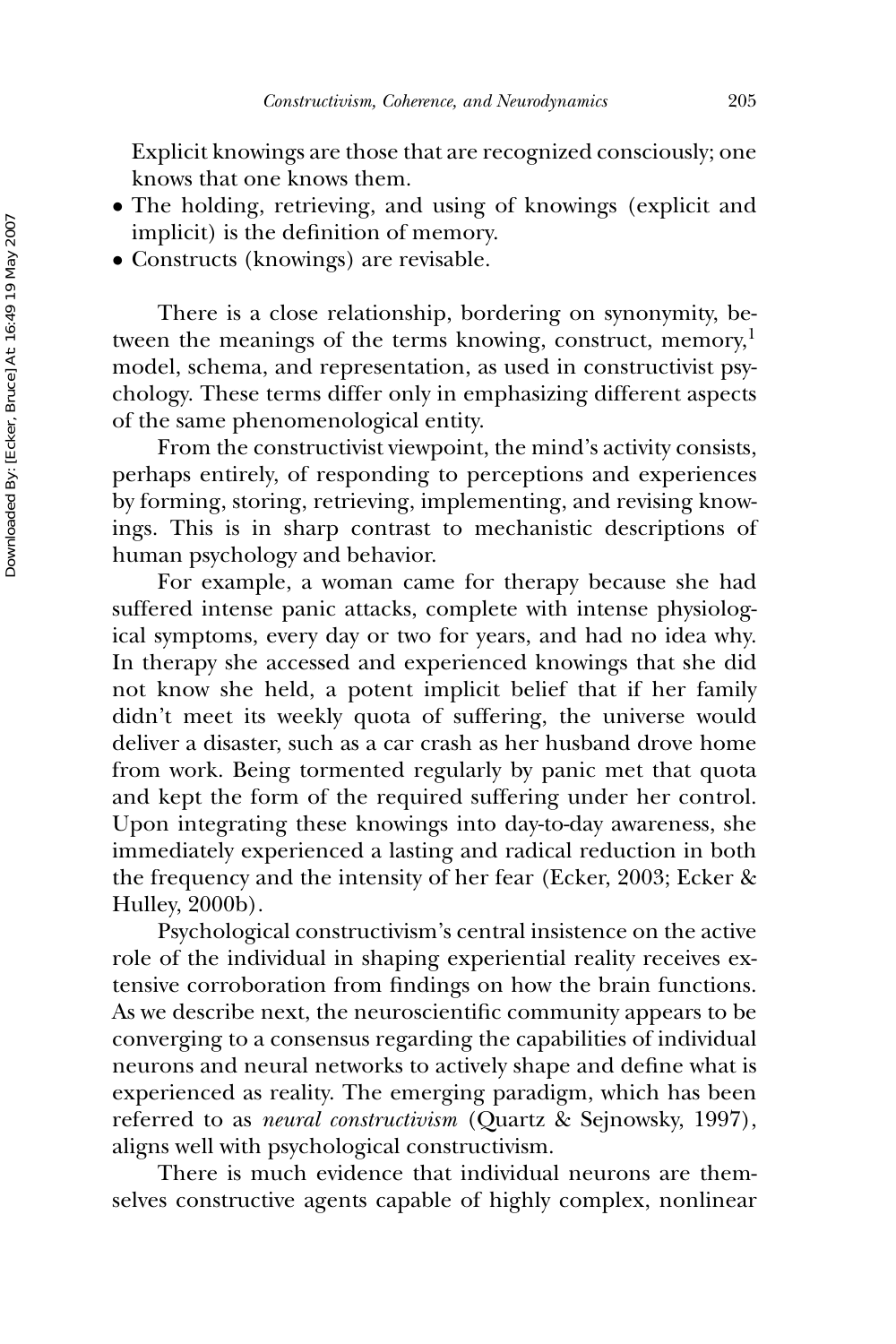Explicit knowings are those that are recognized consciously; one knows that one knows them.

- The holding, retrieving, and using of knowings (explicit and implicit) is the definition of memory.
- Constructs (knowings) are revisable.

There is a close relationship, bordering on synonymity, between the meanings of the terms knowing, construct, memory,[1] model, schema, and representation, as used in constructivist psychology. These terms differ only in emphasizing different aspects of the same phenomenological entity.

From the constructivist viewpoint, the mind's activity consists, perhaps entirely, of responding to perceptions and experiences by forming, storing, retrieving, implementing, and revising knowings. This is in sharp contrast to mechanistic descriptions of human psychology and behavior.

For example, a woman came for therapy because she had suffered intense panic attacks, complete with intense physiological symptoms, every day or two for years, and had no idea why. In therapy she accessed and experienced knowings that she did not know she held, a potent implicit belief that if her family didn't meet its weekly quota of suffering, the universe would deliver a disaster, such as a car crash as her husband drove home from work. Being tormented regularly by panic met that quota and kept the form of the required suffering under her control. Upon integrating these knowings into day-to-day awareness, she immediately experienced a lasting and radical reduction in both the frequency and the intensity of her fear (Ecker, 2003; Ecker & Hulley, 2000b).

Psychological constructivism's central insistence on the active role of the individual in shaping experiential reality receives extensive corroboration from findings on how the brain functions. As we describe next, the neuroscientific community appears to be converging to a consensus regarding the capabilities of individual neurons and neural networks to actively shape and define what is experienced as reality. The emerging paradigm, which has been referred to as *neural constructivism* (Quartz & Sejnowsky, 1997), aligns well with psychological constructivism.

There is much evidence that individual neurons are themselves constructive agents capable of highly complex, nonlinear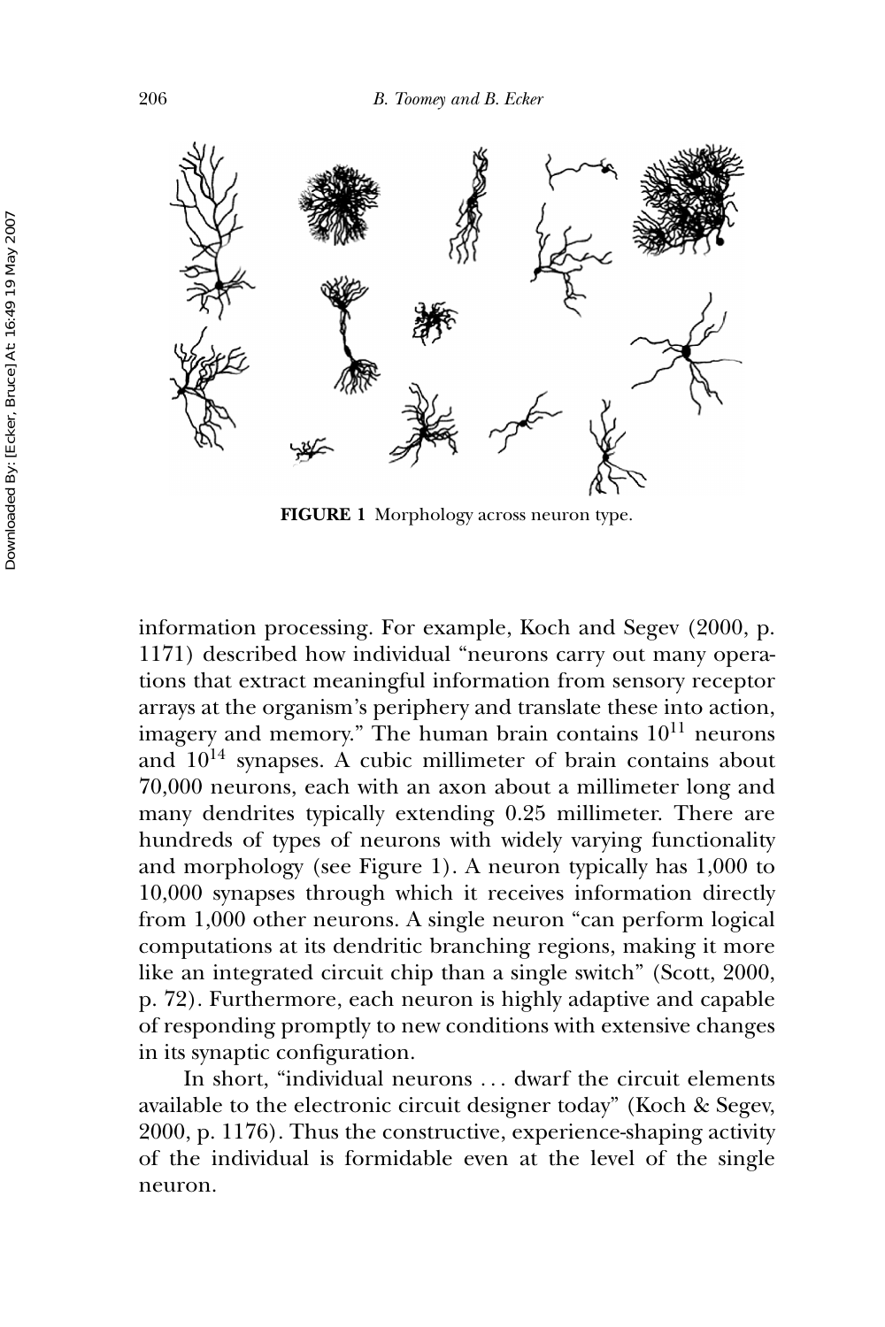**FIGURE 1** Morphology across neuron type.

information processing. For example, Koch and Segev (2000, p. 1171) described how individual "neurons carry out many operations that extract meaningful information from sensory receptor arrays at the organism's periphery and translate these into action, imagery and memory." The human brain contains $10^{11}$ neurons and $10^{14}$ synapses. A cubic millimeter of brain contains about 70,000 neurons, each with an axon about a millimeter long and many dendrites typically extending 0.25 millimeter. There are hundreds of types of neurons with widely varying functionality and morphology (see Figure 1). A neuron typically has 1,000 to 10,000 synapses through which it receives information directly from 1,000 other neurons. A single neuron "can perform logical computations at its dendritic branching regions, making it more like an integrated circuit chip than a single switch" (Scott, 2000, p. 72). Furthermore, each neuron is highly adaptive and capable of responding promptly to new conditions with extensive changes in its synaptic configuration.

In short, "individual neurons . . . dwarf the circuit elements available to the electronic circuit designer today" (Koch & Segev, 2000, p. 1176). Thus the constructive, experience-shaping activity of the individual is formidable even at the level of the single neuron.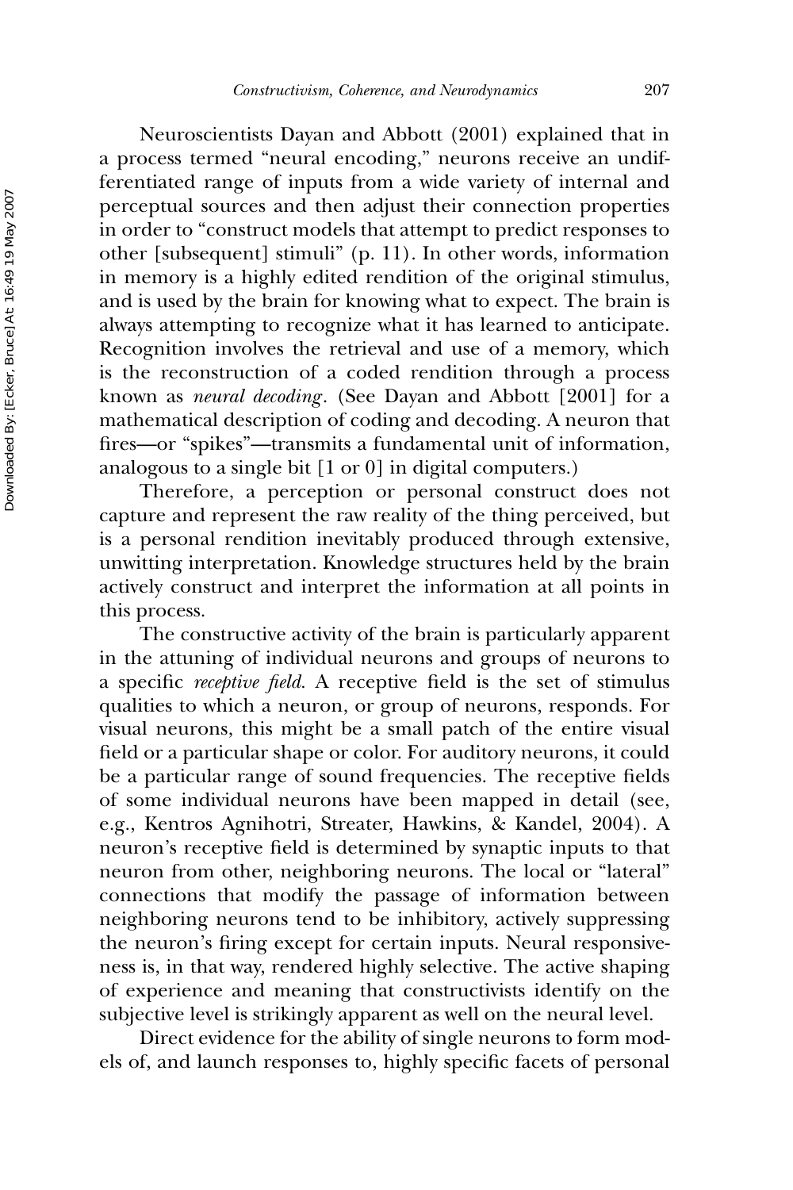Neuroscientists Dayan and Abbott (2001) explained that in a process termed "neural encoding," neurons receive an undifferentiated range of inputs from a wide variety of internal and perceptual sources and then adjust their connection properties in order to "construct models that attempt to predict responses to other [subsequent] stimuli" (p. 11). In other words, information in memory is a highly edited rendition of the original stimulus, and is used by the brain for knowing what to expect. The brain is always attempting to recognize what it has learned to anticipate. Recognition involves the retrieval and use of a memory, which is the reconstruction of a coded rendition through a process known as *neural decoding*. (See Dayan and Abbott [2001] for a mathematical description of coding and decoding. A neuron that fires—or "spikes"—transmits a fundamental unit of information, analogous to a single bit [1 or 0] in digital computers.)

Therefore, a perception or personal construct does not capture and represent the raw reality of the thing perceived, but is a personal rendition inevitably produced through extensive, unwitting interpretation. Knowledge structures held by the brain actively construct and interpret the information at all points in this process.

The constructive activity of the brain is particularly apparent in the attuning of individual neurons and groups of neurons to a specific *receptive field*. A receptive field is the set of stimulus qualities to which a neuron, or group of neurons, responds. For visual neurons, this might be a small patch of the entire visual field or a particular shape or color. For auditory neurons, it could be a particular range of sound frequencies. The receptive fields of some individual neurons have been mapped in detail (see, e.g., Kentros Agnihotri, Streater, Hawkins, & Kandel, 2004). A neuron's receptive field is determined by synaptic inputs to that neuron from other, neighboring neurons. The local or "lateral" connections that modify the passage of information between neighboring neurons tend to be inhibitory, actively suppressing the neuron's firing except for certain inputs. Neural responsiveness is, in that way, rendered highly selective. The active shaping of experience and meaning that constructivists identify on the subjective level is strikingly apparent as well on the neural level.

Direct evidence for the ability of single neurons to form models of, and launch responses to, highly specific facets of personal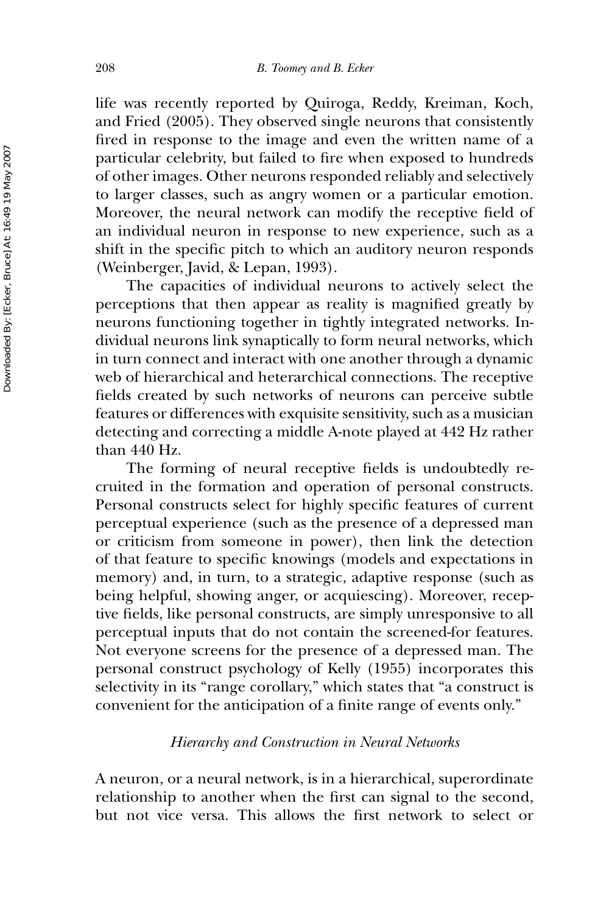life was recently reported by Quiroga, Reddy, Kreiman, Koch, and Fried (2005). They observed single neurons that consistently fired in response to the image and even the written name of a particular celebrity, but failed to fire when exposed to hundreds of other images. Other neurons responded reliably and selectively to larger classes, such as angry women or a particular emotion. Moreover, the neural network can modify the receptive field of an individual neuron in response to new experience, such as a shift in the specific pitch to which an auditory neuron responds (Weinberger, Javid, & Lepan, 1993).

The capacities of individual neurons to actively select the perceptions that then appear as reality is magnified greatly by neurons functioning together in tightly integrated networks. Individual neurons link synaptically to form neural networks, which in turn connect and interact with one another through a dynamic web of hierarchical and heterarchical connections. The receptive fields created by such networks of neurons can perceive subtle features or differences with exquisite sensitivity, such as a musician detecting and correcting a middle A-note played at 442 Hz rather than 440 Hz.

The forming of neural receptive fields is undoubtedly recruited in the formation and operation of personal constructs. Personal constructs select for highly specific features of current perceptual experience (such as the presence of a depressed man or criticism from someone in power), then link the detection of that feature to specific knowings (models and expectations in memory) and, in turn, to a strategic, adaptive response (such as being helpful, showing anger, or acquiescing). Moreover, receptive fields, like personal constructs, are simply unresponsive to all perceptual inputs that do not contain the screened-for features. Not everyone screens for the presence of a depressed man. The personal construct psychology of Kelly (1955) incorporates this selectivity in its "range corollary," which states that "a construct is convenient for the anticipation of a finite range of events only."

### *Hierarchy and Construction in Neural Networks*

A neuron, or a neural network, is in a hierarchical, superordinate relationship to another when the first can signal to the second, but not vice versa. This allows the first network to select or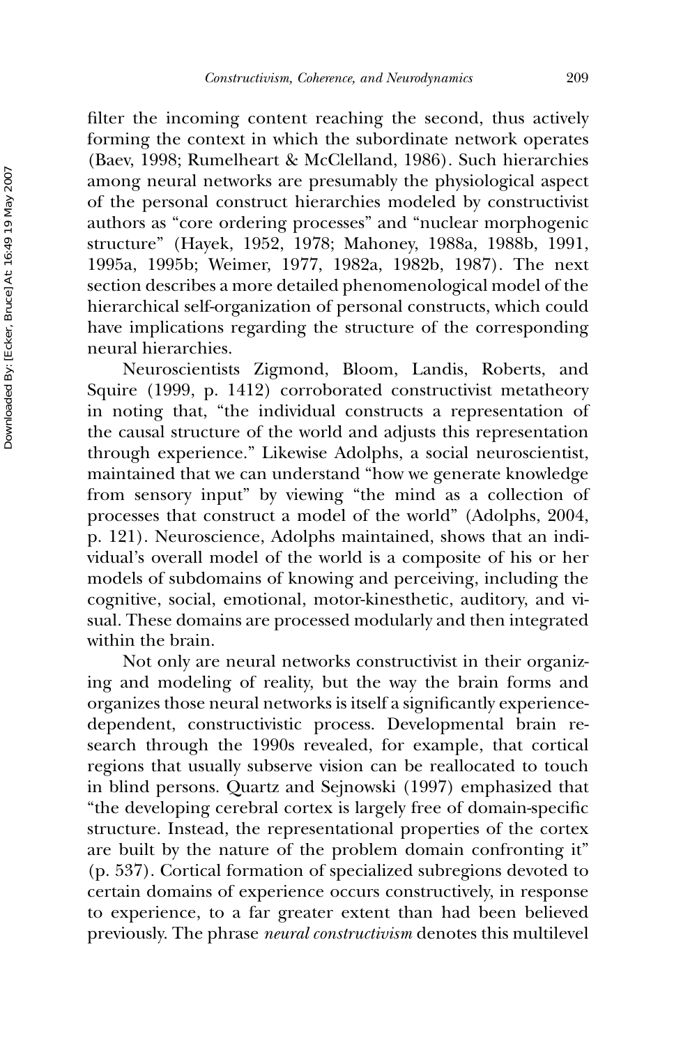filter the incoming content reaching the second, thus actively forming the context in which the subordinate network operates (Baev, 1998; Rumelheart & McClelland, 1986). Such hierarchies among neural networks are presumably the physiological aspect of the personal construct hierarchies modeled by constructivist authors as "core ordering processes" and "nuclear morphogenic structure" (Hayek, 1952, 1978; Mahoney, 1988a, 1988b, 1991, 1995a, 1995b; Weimer, 1977, 1982a, 1982b, 1987). The next section describes a more detailed phenomenological model of the hierarchical self-organization of personal constructs, which could have implications regarding the structure of the corresponding neural hierarchies.

Neuroscientists Zigmond, Bloom, Landis, Roberts, and Squire (1999, p. 1412) corroborated constructivist metatheory in noting that, "the individual constructs a representation of the causal structure of the world and adjusts this representation through experience." Likewise Adolphs, a social neuroscientist, maintained that we can understand "how we generate knowledge from sensory input" by viewing "the mind as a collection of processes that construct a model of the world" (Adolphs, 2004, p. 121). Neuroscience, Adolphs maintained, shows that an individual's overall model of the world is a composite of his or her models of subdomains of knowing and perceiving, including the cognitive, social, emotional, motor-kinesthetic, auditory, and visual. These domains are processed modularly and then integrated within the brain.

Not only are neural networks constructivist in their organizing and modeling of reality, but the way the brain forms and organizes those neural networks is itself a significantly experience-dependent, constructivistic process. Developmental brain research through the 1990s revealed, for example, that cortical regions that usually subserve vision can be reallocated to touch in blind persons. Quartz and Sejnowski (1997) emphasized that "the developing cerebral cortex is largely free of domain-specific structure. Instead, the representational properties of the cortex are built by the nature of the problem domain confronting it" (p. 537). Cortical formation of specialized subregions devoted to certain domains of experience occurs constructively, in response to experience, to a far greater extent than had been believed previously. The phrase *neural constructivism* denotes this multilevel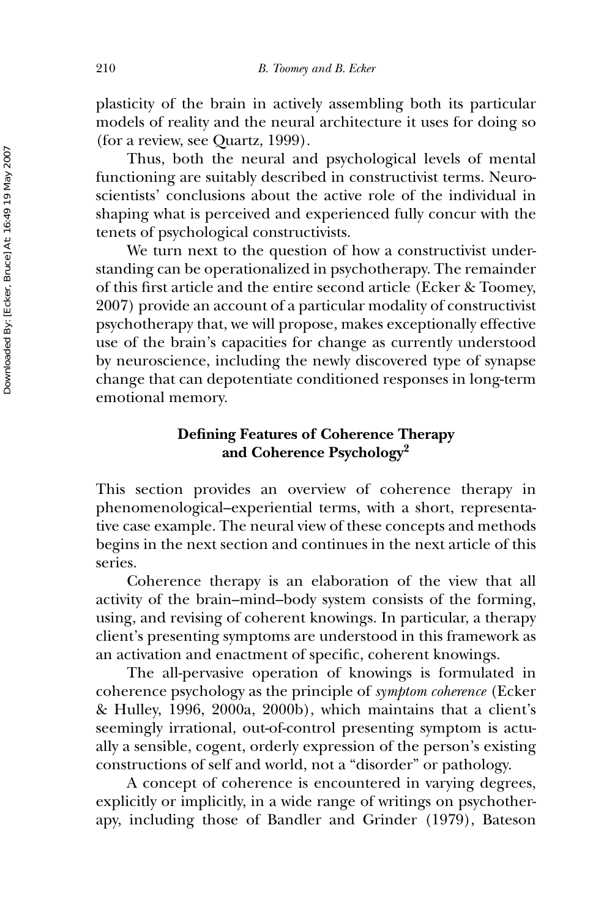plasticity of the brain in actively assembling both its particular models of reality and the neural architecture it uses for doing so (for a review, see Quartz, 1999).

Thus, both the neural and psychological levels of mental functioning are suitably described in constructivist terms. Neuroscientists' conclusions about the active role of the individual in shaping what is perceived and experienced fully concur with the tenets of psychological constructivists.

We turn next to the question of how a constructivist understanding can be operationalized in psychotherapy. The remainder of this first article and the entire second article (Ecker & Toomey, 2007) provide an account of a particular modality of constructivist psychotherapy that, we will propose, makes exceptionally effective use of the brain's capacities for change as currently understood by neuroscience, including the newly discovered type of synapse change that can depotentiate conditioned responses in long-term emotional memory.

## Defining Features of Coherence Therapy and Coherence Psychology[2]

This section provides an overview of coherence therapy in phenomenological–experiential terms, with a short, representative case example. The neural view of these concepts and methods begins in the next section and continues in the next article of this series.

Coherence therapy is an elaboration of the view that all activity of the brain–mind–body system consists of the forming, using, and revising of coherent knowings. In particular, a therapy client's presenting symptoms are understood in this framework as an activation and enactment of specific, coherent knowings.

The all-pervasive operation of knowings is formulated in coherence psychology as the principle of *symptom coherence* (Ecker & Hulley, 1996, 2000a, 2000b), which maintains that a client's seemingly irrational, out-of-control presenting symptom is actually a sensible, cogent, orderly expression of the person's existing constructions of self and world, not a "disorder" or pathology.

A concept of coherence is encountered in varying degrees, explicitly or implicitly, in a wide range of writings on psychotherapy, including those of Bandler and Grinder (1979), Bateson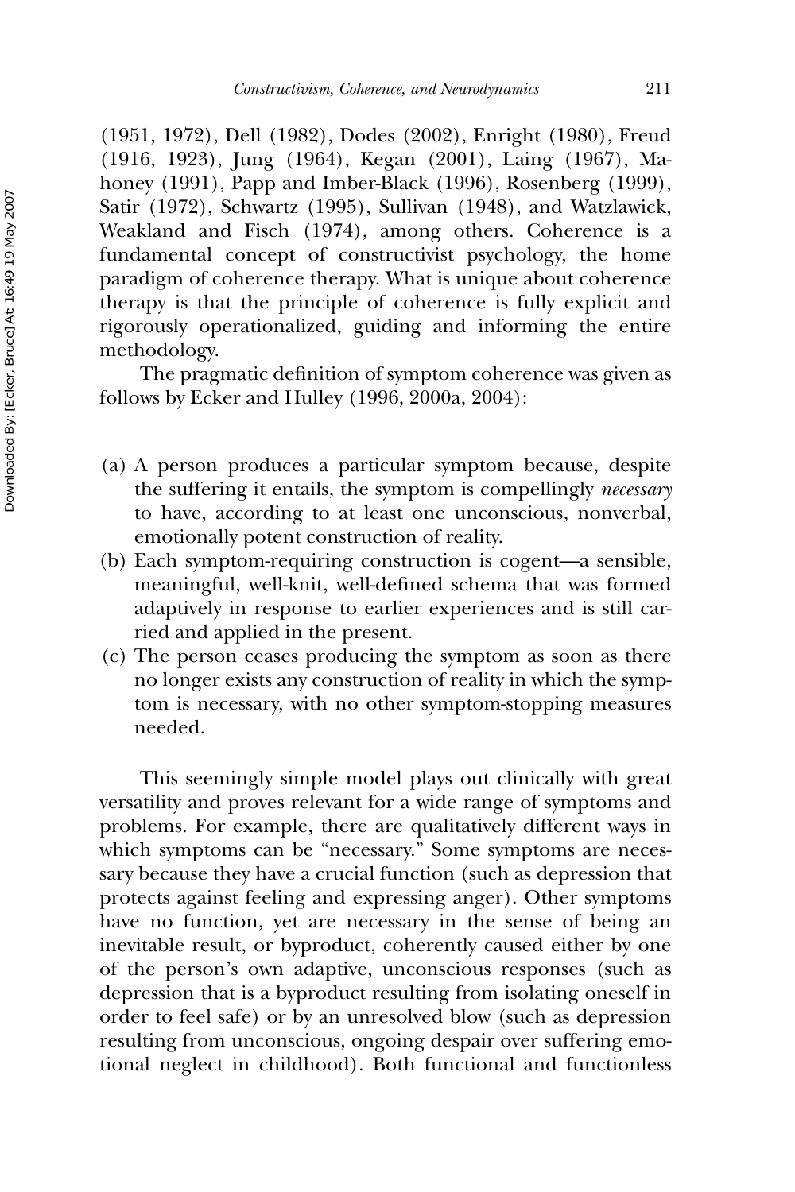(1951, 1972), Dell (1982), Dodes (2002), Enright (1980), Freud (1916, 1923), Jung (1964), Kegan (2001), Laing (1967), Mahoney (1991), Papp and Imber-Black (1996), Rosenberg (1999), Satir (1972), Schwartz (1995), Sullivan (1948), and Watzlawick, Weakland and Fisch (1974), among others. Coherence is a fundamental concept of constructivist psychology, the home paradigm of coherence therapy. What is unique about coherence therapy is that the principle of coherence is fully explicit and rigorously operationalized, guiding and informing the entire methodology.

The pragmatic definition of symptom coherence was given as follows by Ecker and Hulley (1996, 2000a, 2004):

(a) A person produces a particular symptom because, despite the suffering it entails, the symptom is compellingly *necessary* to have, according to at least one unconscious, nonverbal, emotionally potent construction of reality.
(b) Each symptom-requiring construction is cogent—a sensible, meaningful, well-knit, well-defined schema that was formed adaptively in response to earlier experiences and is still carried and applied in the present.
(c) The person ceases producing the symptom as soon as there no longer exists any construction of reality in which the symptom is necessary, with no other symptom-stopping measures needed.

This seemingly simple model plays out clinically with great versatility and proves relevant for a wide range of symptoms and problems. For example, there are qualitatively different ways in which symptoms can be "necessary." Some symptoms are necessary because they have a crucial function (such as depression that protects against feeling and expressing anger). Other symptoms have no function, yet are necessary in the sense of being an inevitable result, or byproduct, coherently caused either by one of the person's own adaptive, unconscious responses (such as depression that is a byproduct resulting from isolating oneself in order to feel safe) or by an unresolved blow (such as depression resulting from unconscious, ongoing despair over suffering emotional neglect in childhood). Both functional and functionless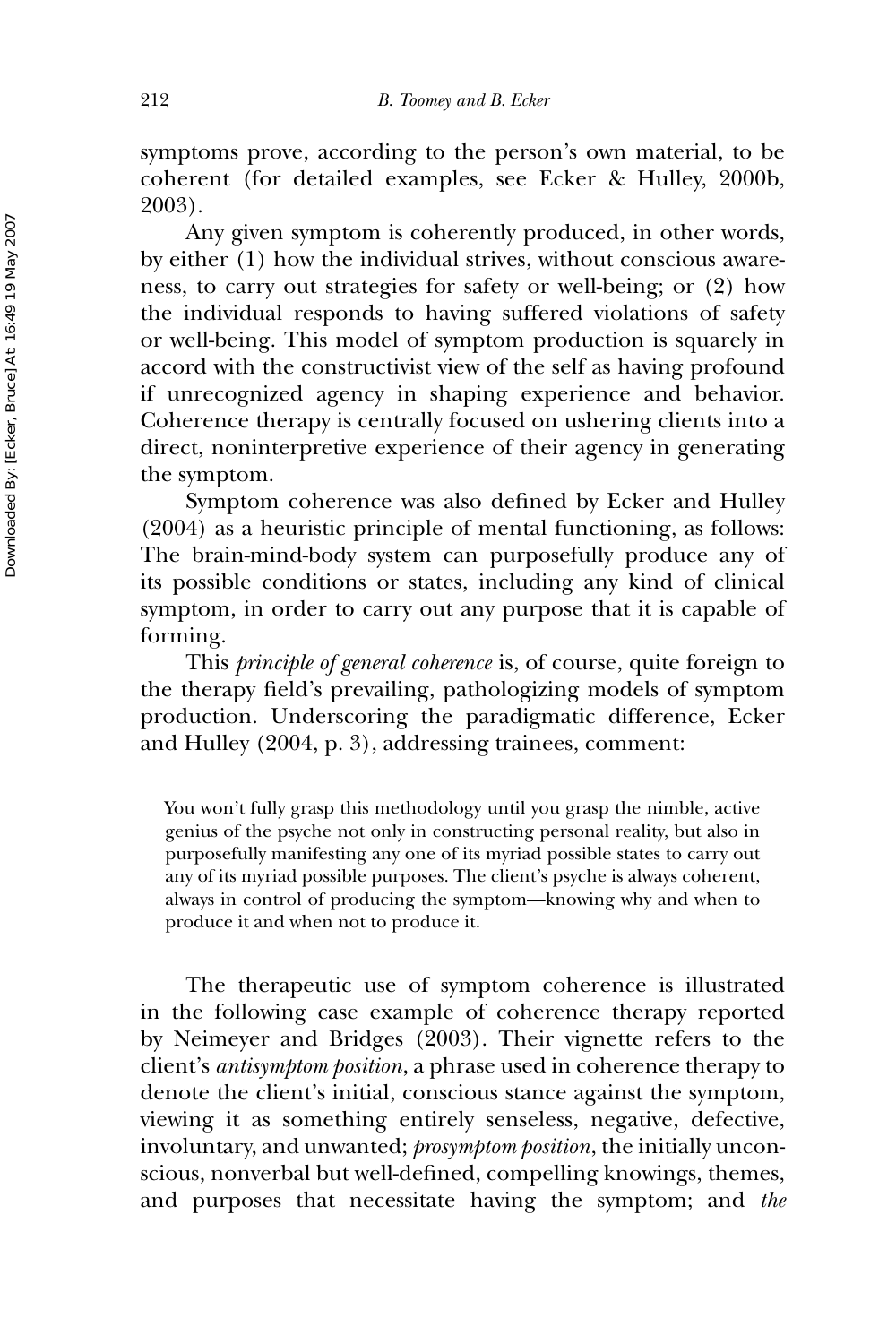symptoms prove, according to the person's own material, to be coherent (for detailed examples, see Ecker & Hulley, 2000b, 2003).

Any given symptom is coherently produced, in other words, by either (1) how the individual strives, without conscious awareness, to carry out strategies for safety or well-being; or (2) how the individual responds to having suffered violations of safety or well-being. This model of symptom production is squarely in accord with the constructivist view of the self as having profound if unrecognized agency in shaping experience and behavior. Coherence therapy is centrally focused on ushering clients into a direct, noninterpretive experience of their agency in generating the symptom.

Symptom coherence was also defined by Ecker and Hulley (2004) as a heuristic principle of mental functioning, as follows: The brain-mind-body system can purposefully produce any of its possible conditions or states, including any kind of clinical symptom, in order to carry out any purpose that it is capable of forming.

This *principle of general coherence* is, of course, quite foreign to the therapy field's prevailing, pathologizing models of symptom production. Underscoring the paradigmatic difference, Ecker and Hulley (2004, p. 3), addressing trainees, comment:

> You won't fully grasp this methodology until you grasp the nimble, active genius of the psyche not only in constructing personal reality, but also in purposefully manifesting any one of its myriad possible states to carry out any of its myriad possible purposes. The client's psyche is always coherent, always in control of producing the symptom—knowing why and when to produce it and when not to produce it.

The therapeutic use of symptom coherence is illustrated in the following case example of coherence therapy reported by Neimeyer and Bridges (2003). Their vignette refers to the client's *antisymptom position*, a phrase used in coherence therapy to denote the client's initial, conscious stance against the symptom, viewing it as something entirely senseless, negative, defective, involuntary, and unwanted; *prosymptom position*, the initially unconscious, nonverbal but well-defined, compelling knowings, themes, and purposes that necessitate having the symptom; and *the*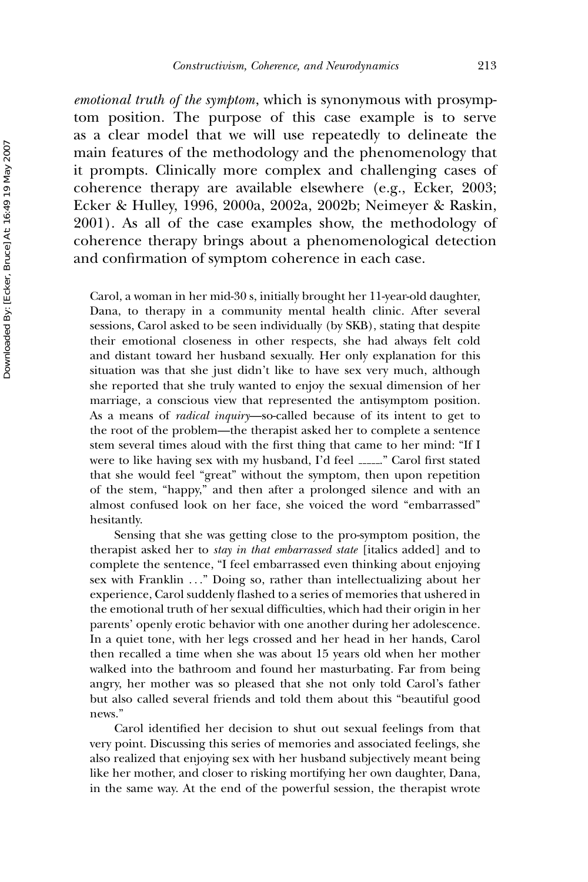*emotional truth of the symptom*, which is synonymous with prosymptom position. The purpose of this case example is to serve as a clear model that we will use repeatedly to delineate the main features of the methodology and the phenomenology that it prompts. Clinically more complex and challenging cases of coherence therapy are available elsewhere (e.g., Ecker, 2003; Ecker & Hulley, 1996, 2000a, 2002a, 2002b; Neimeyer & Raskin, 2001). As all of the case examples show, the methodology of coherence therapy brings about a phenomenological detection and confirmation of symptom coherence in each case.

> Carol, a woman in her mid-30 s, initially brought her 11-year-old daughter, Dana, to therapy in a community mental health clinic. After several sessions, Carol asked to be seen individually (by SKB), stating that despite their emotional closeness in other respects, she had always felt cold and distant toward her husband sexually. Her only explanation for this situation was that she just didn't like to have sex very much, although she reported that she truly wanted to enjoy the sexual dimension of her marriage, a conscious view that represented the antisymptom position. As a means of *radical inquiry*—so-called because of its intent to get to the root of the problem—the therapist asked her to complete a sentence stem several times aloud with the first thing that came to her mind: "If I were to like having sex with my husband, I'd feel _____." Carol first stated that she would feel "great" without the symptom, then upon repetition of the stem, "happy," and then after a prolonged silence and with an almost confused look on her face, she voiced the word "embarrassed" hesitantly.
>
> Sensing that she was getting close to the pro-symptom position, the therapist asked her to *stay in that embarrassed state* [italics added] and to complete the sentence, "I feel embarrassed even thinking about enjoying sex with Franklin ..." Doing so, rather than intellectualizing about her experience, Carol suddenly flashed to a series of memories that ushered in the emotional truth of her sexual difficulties, which had their origin in her parents' openly erotic behavior with one another during her adolescence. In a quiet tone, with her legs crossed and her head in her hands, Carol then recalled a time when she was about 15 years old when her mother walked into the bathroom and found her masturbating. Far from being angry, her mother was so pleased that she not only told Carol's father but also called several friends and told them about this "beautiful good news."
>
> Carol identified her decision to shut out sexual feelings from that very point. Discussing this series of memories and associated feelings, she also realized that enjoying sex with her husband subjectively meant being like her mother, and closer to risking mortifying her own daughter, Dana, in the same way. At the end of the powerful session, the therapist wrote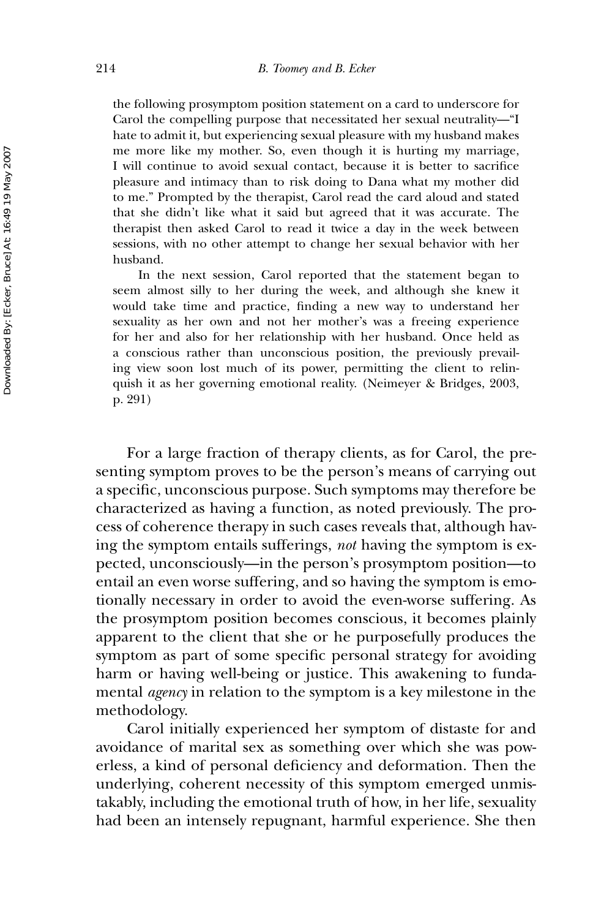> the following prosymptom position statement on a card to underscore for Carol the compelling purpose that necessitated her sexual neutrality—"I hate to admit it, but experiencing sexual pleasure with my husband makes me more like my mother. So, even though it is hurting my marriage, I will continue to avoid sexual contact, because it is better to sacrifice pleasure and intimacy than to risk doing to Dana what my mother did to me." Prompted by the therapist, Carol read the card aloud and stated that she didn't like what it said but agreed that it was accurate. The therapist then asked Carol to read it twice a day in the week between sessions, with no other attempt to change her sexual behavior with her husband.
>
> In the next session, Carol reported that the statement began to seem almost silly to her during the week, and although she knew it would take time and practice, finding a new way to understand her sexuality as her own and not her mother's was a freeing experience for her and also for her relationship with her husband. Once held as a conscious rather than unconscious position, the previously prevailing view soon lost much of its power, permitting the client to relinquish it as her governing emotional reality. (Neimeyer & Bridges, 2003, p. 291)

For a large fraction of therapy clients, as for Carol, the presenting symptom proves to be the person's means of carrying out a specific, unconscious purpose. Such symptoms may therefore be characterized as having a function, as noted previously. The process of coherence therapy in such cases reveals that, although having the symptom entails sufferings, *not* having the symptom is expected, unconsciously—in the person's prosymptom position—to entail an even worse suffering, and so having the symptom is emotionally necessary in order to avoid the even-worse suffering. As the prosymptom position becomes conscious, it becomes plainly apparent to the client that she or he purposefully produces the symptom as part of some specific personal strategy for avoiding harm or having well-being or justice. This awakening to fundamental *agency* in relation to the symptom is a key milestone in the methodology.

Carol initially experienced her symptom of distaste for and avoidance of marital sex as something over which she was powerless, a kind of personal deficiency and deformation. Then the underlying, coherent necessity of this symptom emerged unmistakably, including the emotional truth of how, in her life, sexuality had been an intensely repugnant, harmful experience. She then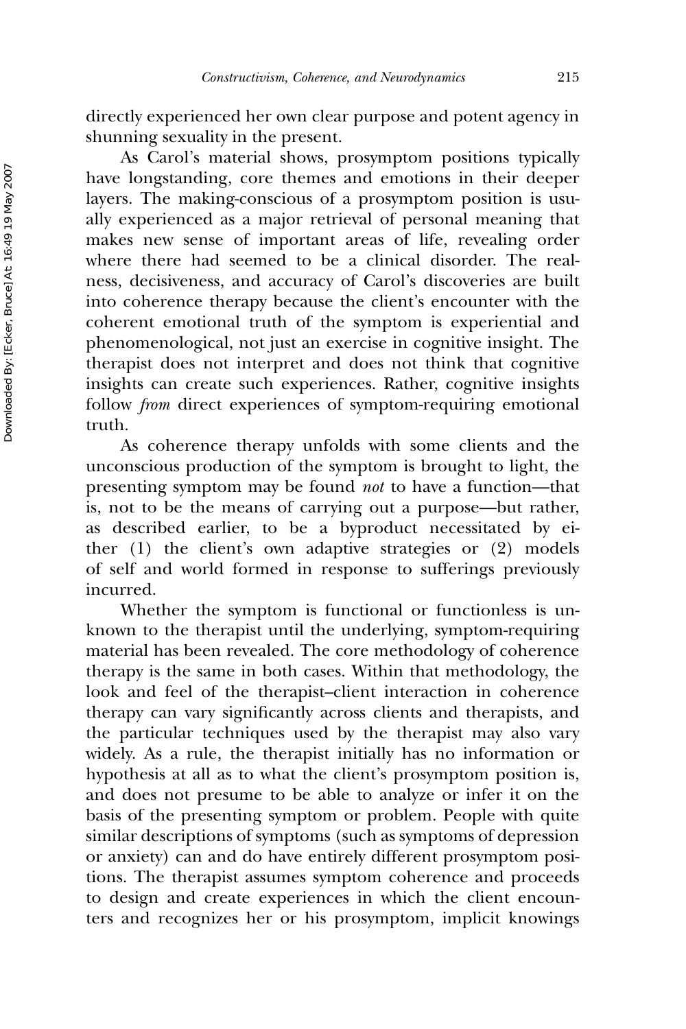directly experienced her own clear purpose and potent agency in shunning sexuality in the present.

As Carol's material shows, prosymptom positions typically have longstanding, core themes and emotions in their deeper layers. The making-conscious of a prosymptom position is usually experienced as a major retrieval of personal meaning that makes new sense of important areas of life, revealing order where there had seemed to be a clinical disorder. The realness, decisiveness, and accuracy of Carol's discoveries are built into coherence therapy because the client's encounter with the coherent emotional truth of the symptom is experiential and phenomenological, not just an exercise in cognitive insight. The therapist does not interpret and does not think that cognitive insights can create such experiences. Rather, cognitive insights follow *from* direct experiences of symptom-requiring emotional truth.

As coherence therapy unfolds with some clients and the unconscious production of the symptom is brought to light, the presenting symptom may be found *not* to have a function—that is, not to be the means of carrying out a purpose—but rather, as described earlier, to be a byproduct necessitated by either (1) the client's own adaptive strategies or (2) models of self and world formed in response to sufferings previously incurred.

Whether the symptom is functional or functionless is unknown to the therapist until the underlying, symptom-requiring material has been revealed. The core methodology of coherence therapy is the same in both cases. Within that methodology, the look and feel of the therapist–client interaction in coherence therapy can vary significantly across clients and therapists, and the particular techniques used by the therapist may also vary widely. As a rule, the therapist initially has no information or hypothesis at all as to what the client's prosymptom position is, and does not presume to be able to analyze or infer it on the basis of the presenting symptom or problem. People with quite similar descriptions of symptoms (such as symptoms of depression or anxiety) can and do have entirely different prosymptom positions. The therapist assumes symptom coherence and proceeds to design and create experiences in which the client encounters and recognizes her or his prosymptom, implicit knowings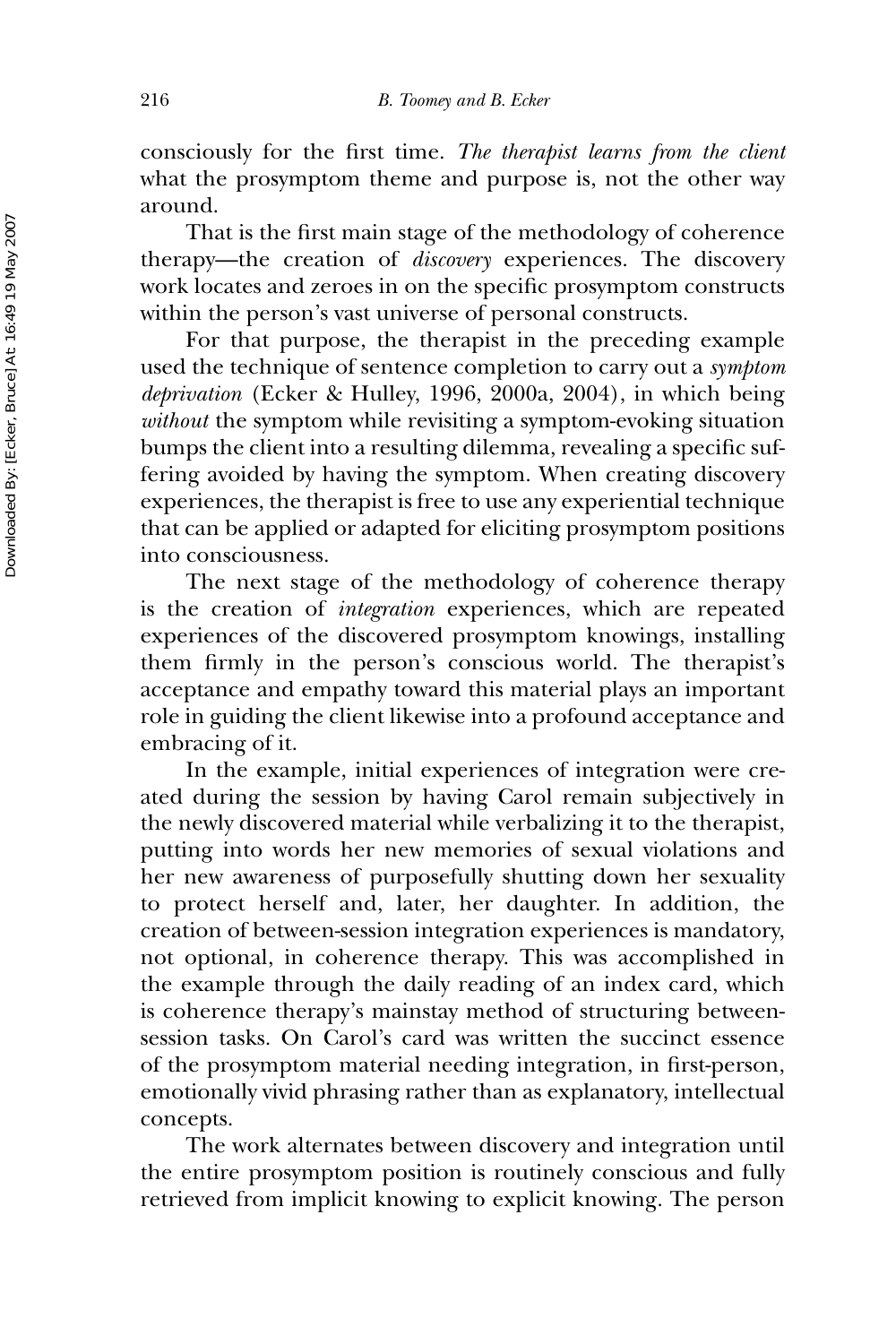consciously for the first time. *The therapist learns from the client* what the prosymptom theme and purpose is, not the other way around.

That is the first main stage of the methodology of coherence therapy—the creation of *discovery* experiences. The discovery work locates and zeroes in on the specific prosymptom constructs within the person's vast universe of personal constructs.

For that purpose, the therapist in the preceding example used the technique of sentence completion to carry out a *symptom deprivation* (Ecker & Hulley, 1996, 2000a, 2004), in which being *without* the symptom while revisiting a symptom-evoking situation bumps the client into a resulting dilemma, revealing a specific suffering avoided by having the symptom. When creating discovery experiences, the therapist is free to use any experiential technique that can be applied or adapted for eliciting prosymptom positions into consciousness.

The next stage of the methodology of coherence therapy is the creation of *integration* experiences, which are repeated experiences of the discovered prosymptom knowings, installing them firmly in the person's conscious world. The therapist's acceptance and empathy toward this material plays an important role in guiding the client likewise into a profound acceptance and embracing of it.

In the example, initial experiences of integration were created during the session by having Carol remain subjectively in the newly discovered material while verbalizing it to the therapist, putting into words her new memories of sexual violations and her new awareness of purposefully shutting down her sexuality to protect herself and, later, her daughter. In addition, the creation of between-session integration experiences is mandatory, not optional, in coherence therapy. This was accomplished in the example through the daily reading of an index card, which is coherence therapy's mainstay method of structuring between-session tasks. On Carol's card was written the succinct essence of the prosymptom material needing integration, in first-person, emotionally vivid phrasing rather than as explanatory, intellectual concepts.

The work alternates between discovery and integration until the entire prosymptom position is routinely conscious and fully retrieved from implicit knowing to explicit knowing. The person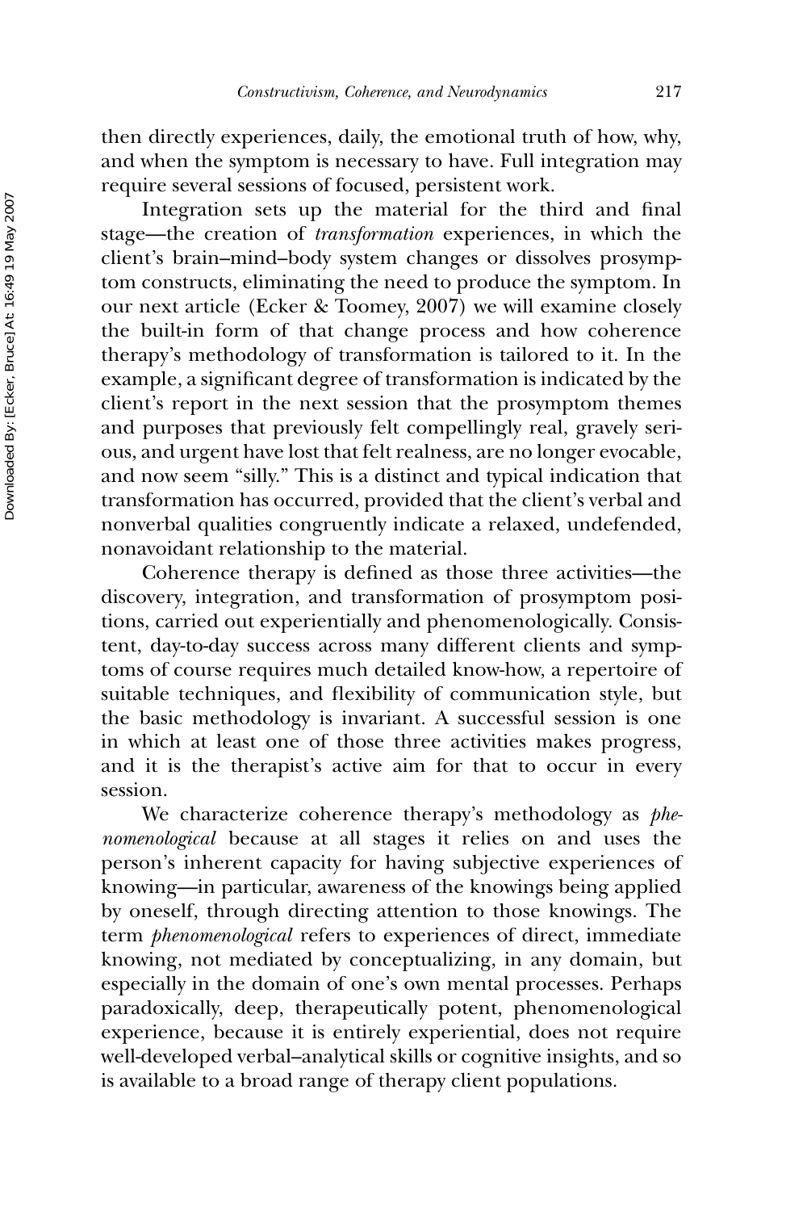then directly experiences, daily, the emotional truth of how, why, and when the symptom is necessary to have. Full integration may require several sessions of focused, persistent work.

Integration sets up the material for the third and final stage—the creation of *transformation* experiences, in which the client's brain–mind–body system changes or dissolves prosymptom constructs, eliminating the need to produce the symptom. In our next article (Ecker & Toomey, 2007) we will examine closely the built-in form of that change process and how coherence therapy's methodology of transformation is tailored to it. In the example, a significant degree of transformation is indicated by the client's report in the next session that the prosymptom themes and purposes that previously felt compellingly real, gravely serious, and urgent have lost that felt realness, are no longer evocable, and now seem "silly." This is a distinct and typical indication that transformation has occurred, provided that the client's verbal and nonverbal qualities congruently indicate a relaxed, undefended, nonavoidant relationship to the material.

Coherence therapy is defined as those three activities—the discovery, integration, and transformation of prosymptom positions, carried out experientially and phenomenologically. Consistent, day-to-day success across many different clients and symptoms of course requires much detailed know-how, a repertoire of suitable techniques, and flexibility of communication style, but the basic methodology is invariant. A successful session is one in which at least one of those three activities makes progress, and it is the therapist's active aim for that to occur in every session.

We characterize coherence therapy's methodology as *phenomenological* because at all stages it relies on and uses the person's inherent capacity for having subjective experiences of knowing—in particular, awareness of the knowings being applied by oneself, through directing attention to those knowings. The term *phenomenological* refers to experiences of direct, immediate knowing, not mediated by conceptualizing, in any domain, but especially in the domain of one's own mental processes. Perhaps paradoxically, deep, therapeutically potent, phenomenological experience, because it is entirely experiential, does not require well-developed verbal–analytical skills or cognitive insights, and so is available to a broad range of therapy client populations.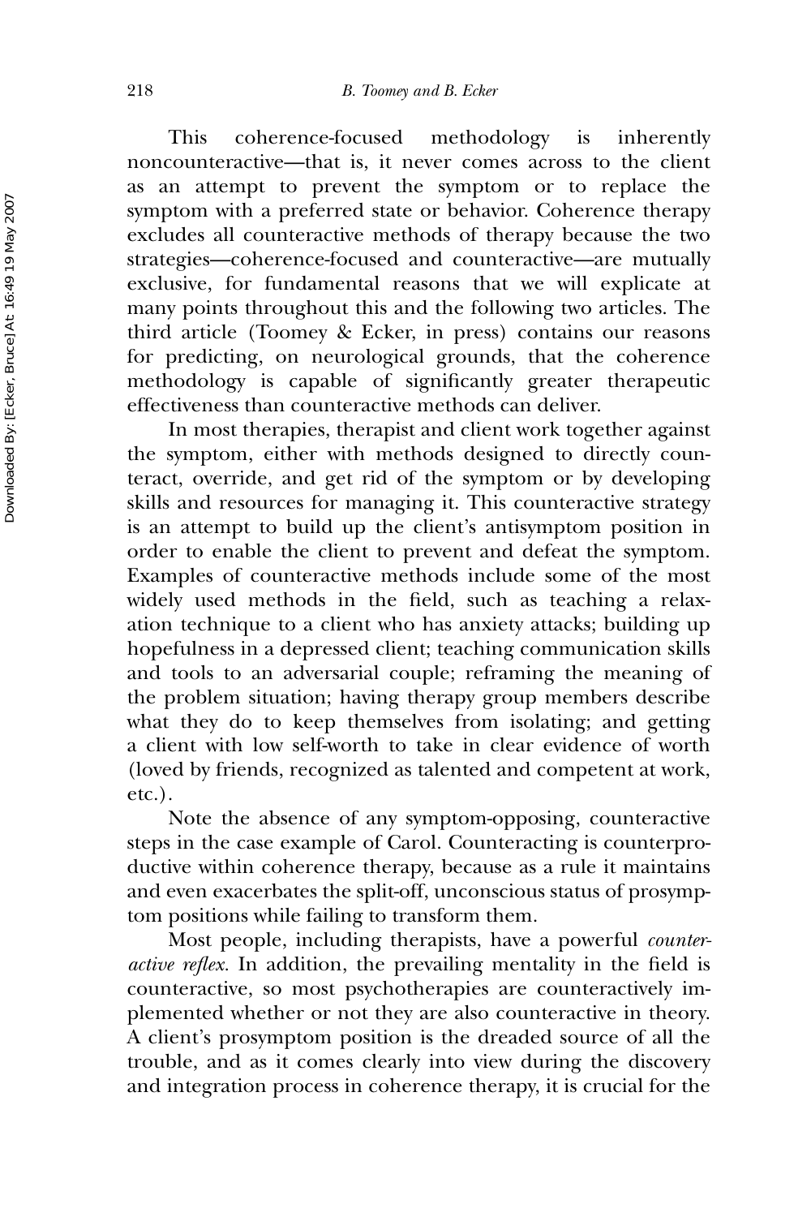This coherence-focused methodology is inherently noncounteractive—that is, it never comes across to the client as an attempt to prevent the symptom or to replace the symptom with a preferred state or behavior. Coherence therapy excludes all counteractive methods of therapy because the two strategies—coherence-focused and counteractive—are mutually exclusive, for fundamental reasons that we will explicate at many points throughout this and the following two articles. The third article (Toomey & Ecker, in press) contains our reasons for predicting, on neurological grounds, that the coherence methodology is capable of significantly greater therapeutic effectiveness than counteractive methods can deliver.

In most therapies, therapist and client work together against the symptom, either with methods designed to directly counteract, override, and get rid of the symptom or by developing skills and resources for managing it. This counteractive strategy is an attempt to build up the client's antisymptom position in order to enable the client to prevent and defeat the symptom. Examples of counteractive methods include some of the most widely used methods in the field, such as teaching a relaxation technique to a client who has anxiety attacks; building up hopefulness in a depressed client; teaching communication skills and tools to an adversarial couple; reframing the meaning of the problem situation; having therapy group members describe what they do to keep themselves from isolating; and getting a client with low self-worth to take in clear evidence of worth (loved by friends, recognized as talented and competent at work, etc.).

Note the absence of any symptom-opposing, counteractive steps in the case example of Carol. Counteracting is counterproductive within coherence therapy, because as a rule it maintains and even exacerbates the split-off, unconscious status of prosymptom positions while failing to transform them.

Most people, including therapists, have a powerful *counteractive reflex*. In addition, the prevailing mentality in the field is counteractive, so most psychotherapies are counteractively implemented whether or not they are also counteractive in theory. A client's prosymptom position is the dreaded source of all the trouble, and as it comes clearly into view during the discovery and integration process in coherence therapy, it is crucial for the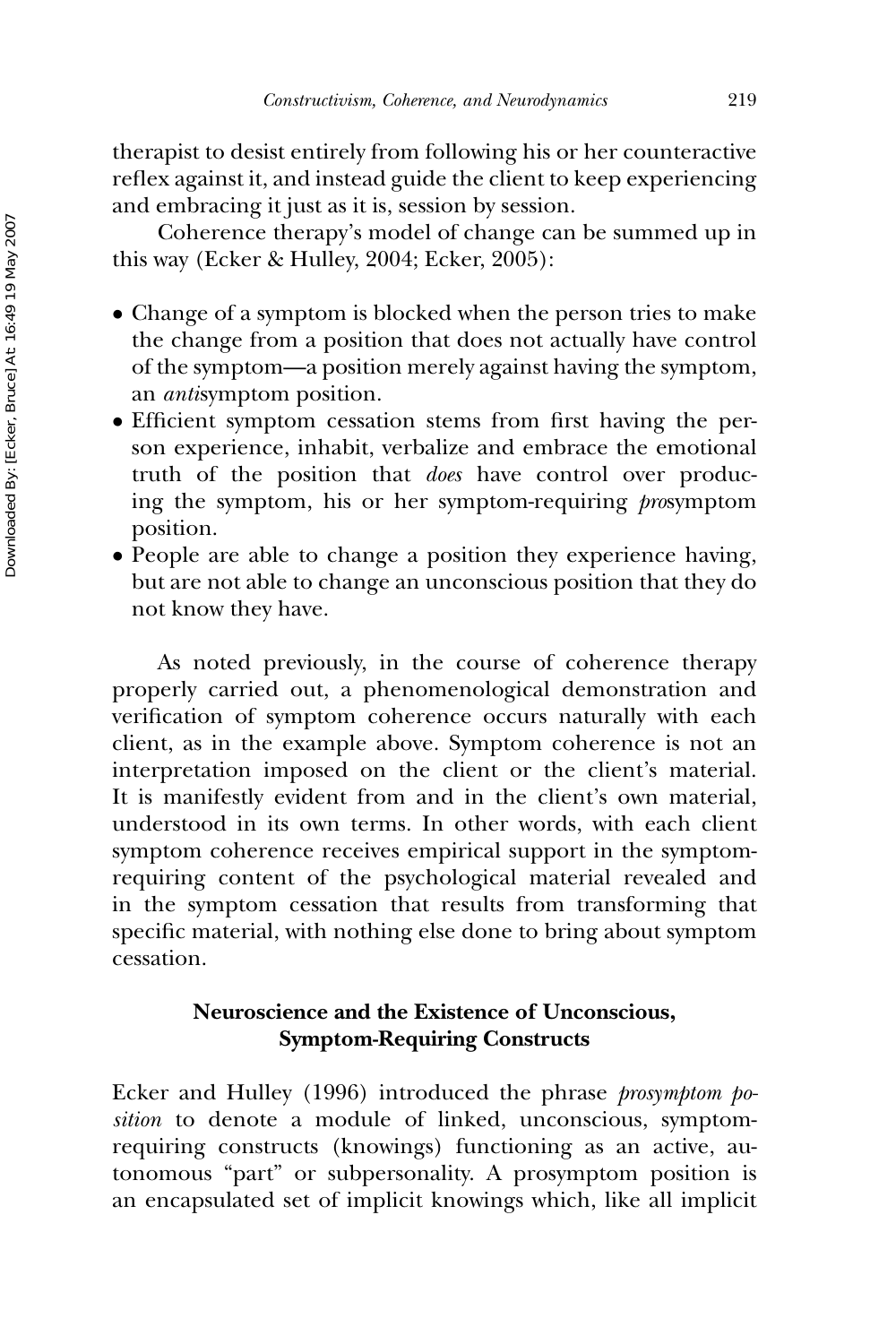therapist to desist entirely from following his or her counteractive reflex against it, and instead guide the client to keep experiencing and embracing it just as it is, session by session.

Coherence therapy's model of change can be summed up in this way (Ecker & Hulley, 2004; Ecker, 2005):

- Change of a symptom is blocked when the person tries to make the change from a position that does not actually have control of the symptom—a position merely against having the symptom, an *anti*symptom position.
- Efficient symptom cessation stems from first having the person experience, inhabit, verbalize and embrace the emotional truth of the position that *does* have control over producing the symptom, his or her symptom-requiring *pro*symptom position.
- People are able to change a position they experience having, but are not able to change an unconscious position that they do not know they have.

As noted previously, in the course of coherence therapy properly carried out, a phenomenological demonstration and verification of symptom coherence occurs naturally with each client, as in the example above. Symptom coherence is not an interpretation imposed on the client or the client's material. It is manifestly evident from and in the client's own material, understood in its own terms. In other words, with each client symptom coherence receives empirical support in the symptom-requiring content of the psychological material revealed and in the symptom cessation that results from transforming that specific material, with nothing else done to bring about symptom cessation.

## Neuroscience and the Existence of Unconscious, Symptom-Requiring Constructs

Ecker and Hulley (1996) introduced the phrase *prosymptom position* to denote a module of linked, unconscious, symptom-requiring constructs (knowings) functioning as an active, autonomous "part" or subpersonality. A prosymptom position is an encapsulated set of implicit knowings which, like all implicit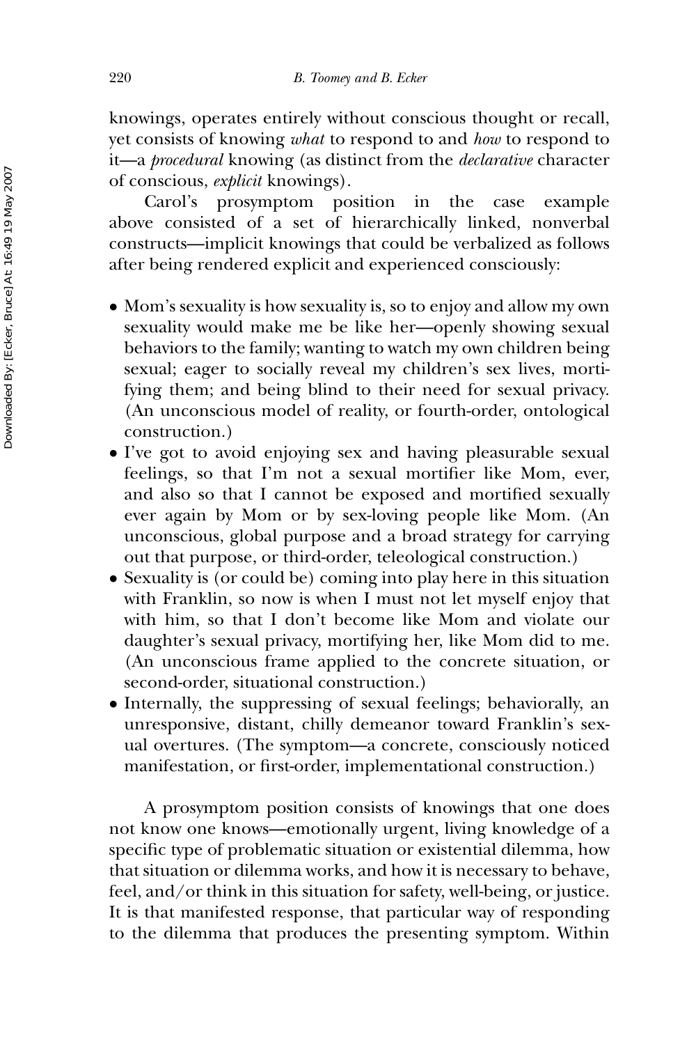knowings, operates entirely without conscious thought or recall, yet consists of knowing *what* to respond to and *how* to respond to it—a *procedural* knowing (as distinct from the *declarative* character of conscious, *explicit* knowings).

Carol's prosymptom position in the case example above consisted of a set of hierarchically linked, nonverbal constructs—implicit knowings that could be verbalized as follows after being rendered explicit and experienced consciously:

- Mom's sexuality is how sexuality is, so to enjoy and allow my own sexuality would make me be like her—openly showing sexual behaviors to the family; wanting to watch my own children being sexual; eager to socially reveal my children's sex lives, mortifying them; and being blind to their need for sexual privacy. (An unconscious model of reality, or fourth-order, ontological construction.)
- I've got to avoid enjoying sex and having pleasurable sexual feelings, so that I'm not a sexual mortifier like Mom, ever, and also so that I cannot be exposed and mortified sexually ever again by Mom or by sex-loving people like Mom. (An unconscious, global purpose and a broad strategy for carrying out that purpose, or third-order, teleological construction.)
- Sexuality is (or could be) coming into play here in this situation with Franklin, so now is when I must not let myself enjoy that with him, so that I don't become like Mom and violate our daughter's sexual privacy, mortifying her, like Mom did to me. (An unconscious frame applied to the concrete situation, or second-order, situational construction.)
- Internally, the suppressing of sexual feelings; behaviorally, an unresponsive, distant, chilly demeanor toward Franklin's sexual overtures. (The symptom—a concrete, consciously noticed manifestation, or first-order, implementational construction.)

A prosymptom position consists of knowings that one does not know one knows—emotionally urgent, living knowledge of a specific type of problematic situation or existential dilemma, how that situation or dilemma works, and how it is necessary to behave, feel, and/or think in this situation for safety, well-being, or justice. It is that manifested response, that particular way of responding to the dilemma that produces the presenting symptom. Within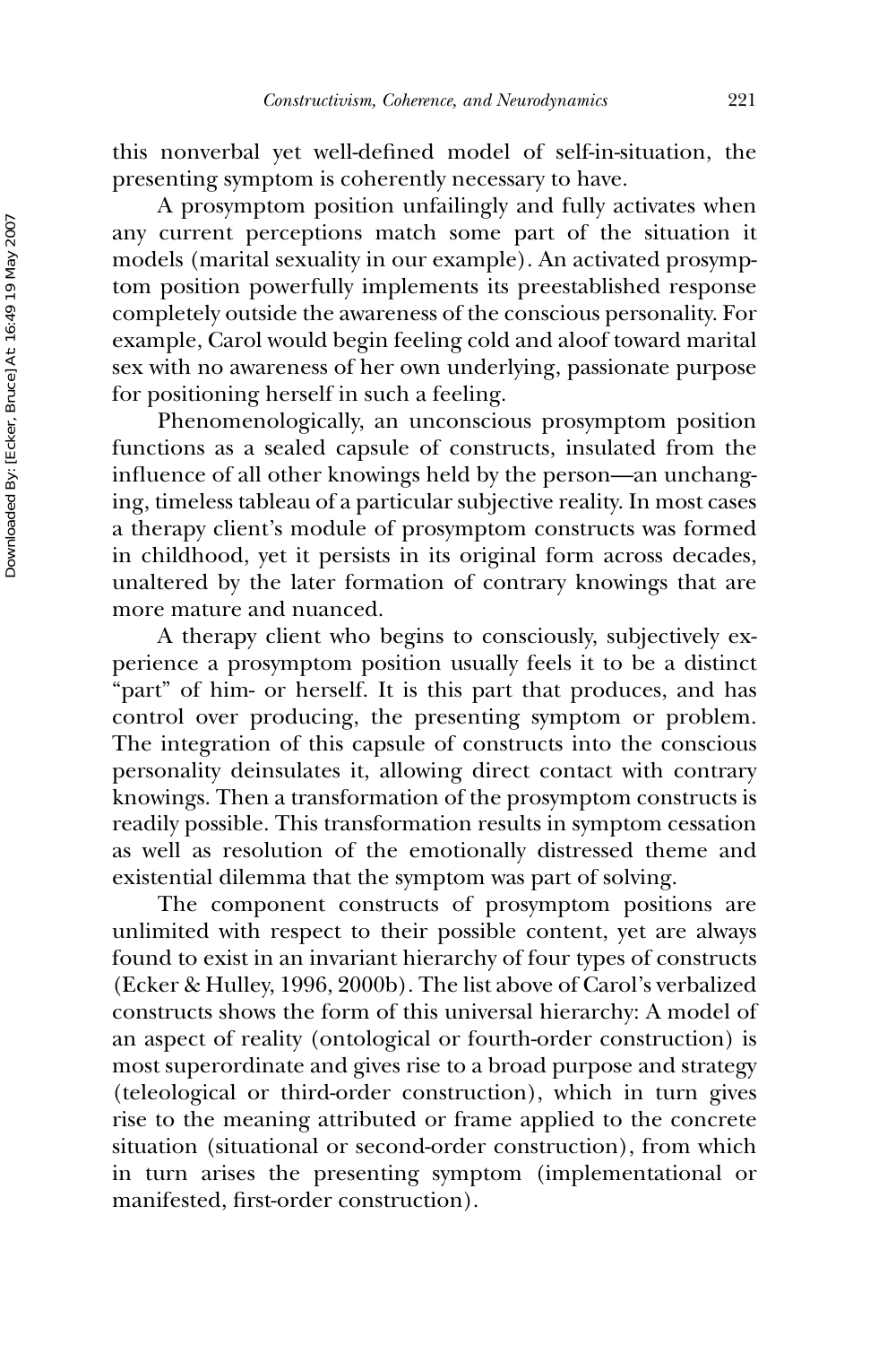this nonverbal yet well-defined model of self-in-situation, the presenting symptom is coherently necessary to have.

A prosymptom position unfailingly and fully activates when any current perceptions match some part of the situation it models (marital sexuality in our example). An activated prosymptom position powerfully implements its preestablished response completely outside the awareness of the conscious personality. For example, Carol would begin feeling cold and aloof toward marital sex with no awareness of her own underlying, passionate purpose for positioning herself in such a feeling.

Phenomenologically, an unconscious prosymptom position functions as a sealed capsule of constructs, insulated from the influence of all other knowings held by the person—an unchanging, timeless tableau of a particular subjective reality. In most cases a therapy client's module of prosymptom constructs was formed in childhood, yet it persists in its original form across decades, unaltered by the later formation of contrary knowings that are more mature and nuanced.

A therapy client who begins to consciously, subjectively experience a prosymptom position usually feels it to be a distinct "part" of him- or herself. It is this part that produces, and has control over producing, the presenting symptom or problem. The integration of this capsule of constructs into the conscious personality deinsulates it, allowing direct contact with contrary knowings. Then a transformation of the prosymptom constructs is readily possible. This transformation results in symptom cessation as well as resolution of the emotionally distressed theme and existential dilemma that the symptom was part of solving.

The component constructs of prosymptom positions are unlimited with respect to their possible content, yet are always found to exist in an invariant hierarchy of four types of constructs (Ecker & Hulley, 1996, 2000b). The list above of Carol's verbalized constructs shows the form of this universal hierarchy: A model of an aspect of reality (ontological or fourth-order construction) is most superordinate and gives rise to a broad purpose and strategy (teleological or third-order construction), which in turn gives rise to the meaning attributed or frame applied to the concrete situation (situational or second-order construction), from which in turn arises the presenting symptom (implementational or manifested, first-order construction).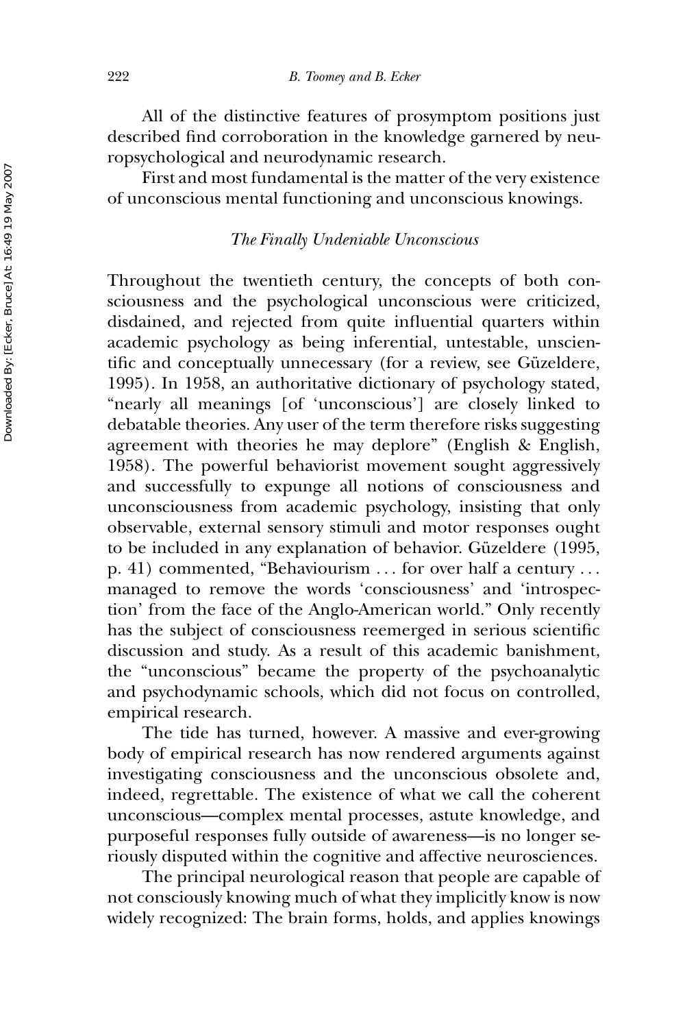All of the distinctive features of prosymptom positions just described find corroboration in the knowledge garnered by neuropsychological and neurodynamic research.

First and most fundamental is the matter of the very existence of unconscious mental functioning and unconscious knowings.

### *The Finally Undeniable Unconscious*

Throughout the twentieth century, the concepts of both consciousness and the psychological unconscious were criticized, disdained, and rejected from quite influential quarters within academic psychology as being inferential, untestable, unscientific and conceptually unnecessary (for a review, see Güzeldere, 1995). In 1958, an authoritative dictionary of psychology stated, "nearly all meanings [of 'unconscious'] are closely linked to debatable theories. Any user of the term therefore risks suggesting agreement with theories he may deplore" (English & English, 1958). The powerful behaviorist movement sought aggressively and successfully to expunge all notions of consciousness and unconsciousness from academic psychology, insisting that only observable, external sensory stimuli and motor responses ought to be included in any explanation of behavior. Güzeldere (1995, p. 41) commented, "Behaviourism ... for over half a century ... managed to remove the words 'consciousness' and 'introspection' from the face of the Anglo-American world." Only recently has the subject of consciousness reemerged in serious scientific discussion and study. As a result of this academic banishment, the "unconscious" became the property of the psychoanalytic and psychodynamic schools, which did not focus on controlled, empirical research.

The tide has turned, however. A massive and ever-growing body of empirical research has now rendered arguments against investigating consciousness and the unconscious obsolete and, indeed, regrettable. The existence of what we call the coherent unconscious—complex mental processes, astute knowledge, and purposeful responses fully outside of awareness—is no longer seriously disputed within the cognitive and affective neurosciences.

The principal neurological reason that people are capable of not consciously knowing much of what they implicitly know is now widely recognized: The brain forms, holds, and applies knowings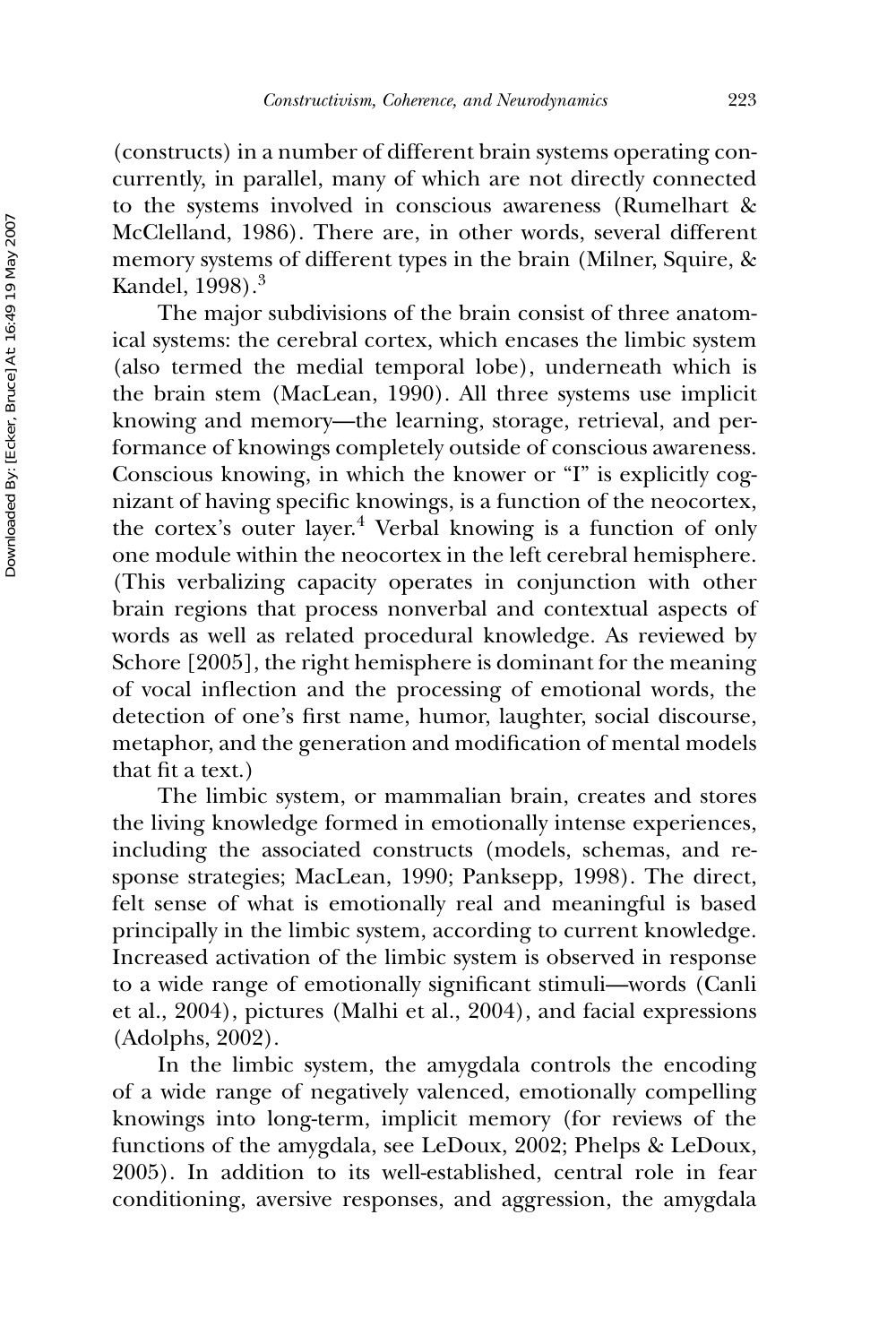(constructs) in a number of different brain systems operating concurrently, in parallel, many of which are not directly connected to the systems involved in conscious awareness (Rumelhart & McClelland, 1986). There are, in other words, several different memory systems of different types in the brain (Milner, Squire, & Kandel, 1998).[3]

The major subdivisions of the brain consist of three anatomical systems: the cerebral cortex, which encases the limbic system (also termed the medial temporal lobe), underneath which is the brain stem (MacLean, 1990). All three systems use implicit knowing and memory—the learning, storage, retrieval, and performance of knowings completely outside of conscious awareness. Conscious knowing, in which the knower or "I" is explicitly cognizant of having specific knowings, is a function of the neocortex, the cortex's outer layer.[4] Verbal knowing is a function of only one module within the neocortex in the left cerebral hemisphere. (This verbalizing capacity operates in conjunction with other brain regions that process nonverbal and contextual aspects of words as well as related procedural knowledge. As reviewed by Schore [2005], the right hemisphere is dominant for the meaning of vocal inflection and the processing of emotional words, the detection of one's first name, humor, laughter, social discourse, metaphor, and the generation and modification of mental models that fit a text.)

The limbic system, or mammalian brain, creates and stores the living knowledge formed in emotionally intense experiences, including the associated constructs (models, schemas, and response strategies; MacLean, 1990; Panksepp, 1998). The direct, felt sense of what is emotionally real and meaningful is based principally in the limbic system, according to current knowledge. Increased activation of the limbic system is observed in response to a wide range of emotionally significant stimuli—words (Canli et al., 2004), pictures (Malhi et al., 2004), and facial expressions (Adolphs, 2002).

In the limbic system, the amygdala controls the encoding of a wide range of negatively valenced, emotionally compelling knowings into long-term, implicit memory (for reviews of the functions of the amygdala, see LeDoux, 2002; Phelps & LeDoux, 2005). In addition to its well-established, central role in fear conditioning, aversive responses, and aggression, the amygdala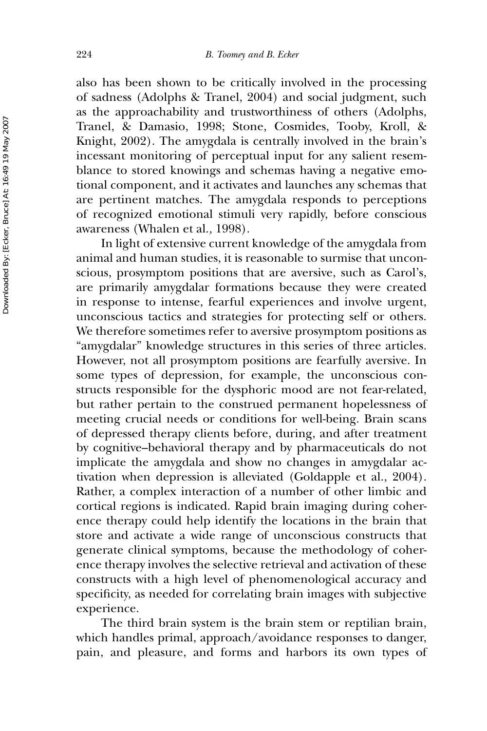also has been shown to be critically involved in the processing of sadness (Adolphs & Tranel, 2004) and social judgment, such as the approachability and trustworthiness of others (Adolphs, Tranel, & Damasio, 1998; Stone, Cosmides, Tooby, Kroll, & Knight, 2002). The amygdala is centrally involved in the brain's incessant monitoring of perceptual input for any salient resemblance to stored knowings and schemas having a negative emotional component, and it activates and launches any schemas that are pertinent matches. The amygdala responds to perceptions of recognized emotional stimuli very rapidly, before conscious awareness (Whalen et al., 1998).

In light of extensive current knowledge of the amygdala from animal and human studies, it is reasonable to surmise that unconscious, prosymptom positions that are aversive, such as Carol's, are primarily amygdalar formations because they were created in response to intense, fearful experiences and involve urgent, unconscious tactics and strategies for protecting self or others. We therefore sometimes refer to aversive prosymptom positions as "amygdalar" knowledge structures in this series of three articles. However, not all prosymptom positions are fearfully aversive. In some types of depression, for example, the unconscious constructs responsible for the dysphoric mood are not fear-related, but rather pertain to the construed permanent hopelessness of meeting crucial needs or conditions for well-being. Brain scans of depressed therapy clients before, during, and after treatment by cognitive–behavioral therapy and by pharmaceuticals do not implicate the amygdala and show no changes in amygdalar activation when depression is alleviated (Goldapple et al., 2004). Rather, a complex interaction of a number of other limbic and cortical regions is indicated. Rapid brain imaging during coherence therapy could help identify the locations in the brain that store and activate a wide range of unconscious constructs that generate clinical symptoms, because the methodology of coherence therapy involves the selective retrieval and activation of these constructs with a high level of phenomenological accuracy and specificity, as needed for correlating brain images with subjective experience.

The third brain system is the brain stem or reptilian brain, which handles primal, approach/avoidance responses to danger, pain, and pleasure, and forms and harbors its own types of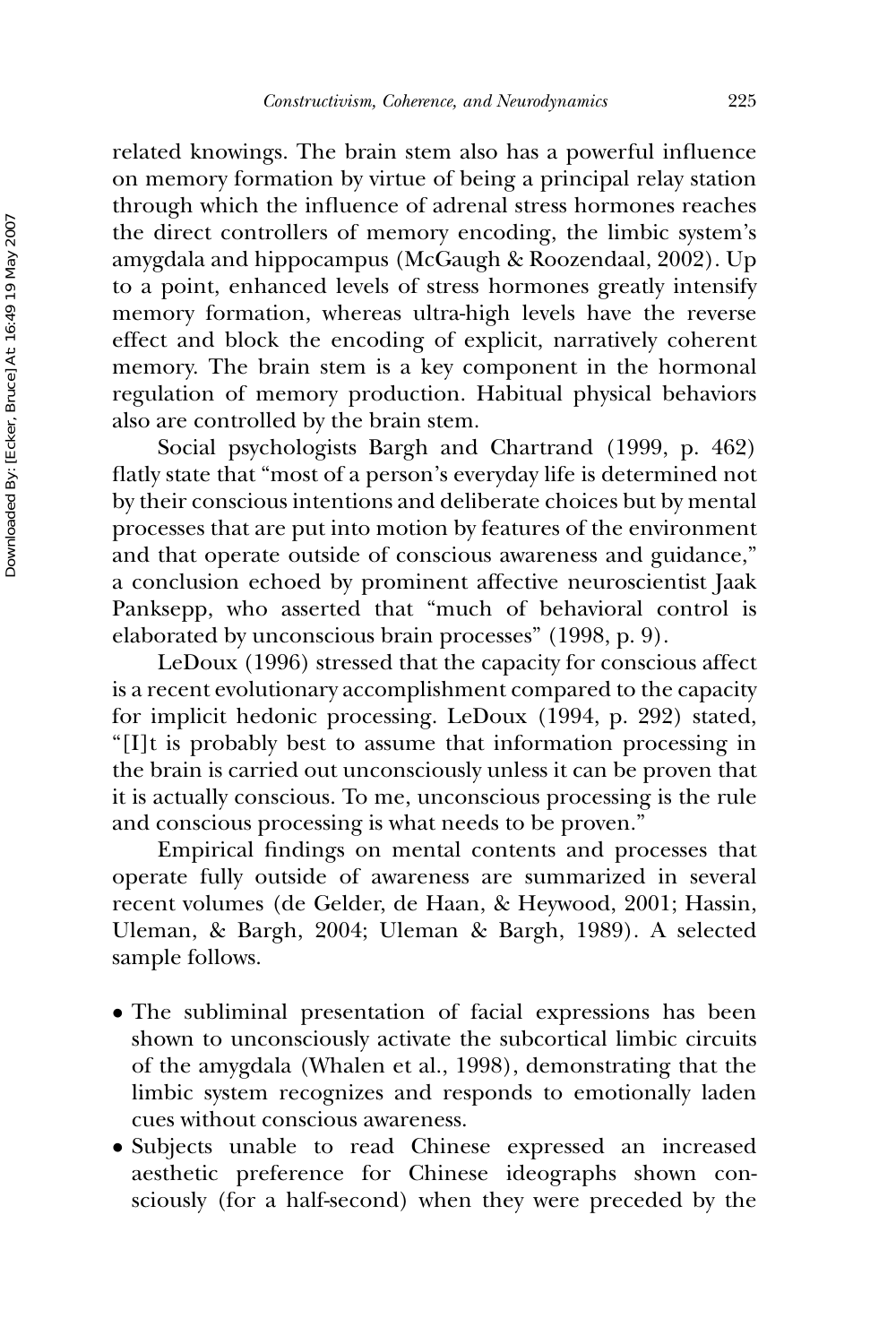related knowings. The brain stem also has a powerful influence on memory formation by virtue of being a principal relay station through which the influence of adrenal stress hormones reaches the direct controllers of memory encoding, the limbic system's amygdala and hippocampus (McGaugh & Roozendaal, 2002). Up to a point, enhanced levels of stress hormones greatly intensify memory formation, whereas ultra-high levels have the reverse effect and block the encoding of explicit, narratively coherent memory. The brain stem is a key component in the hormonal regulation of memory production. Habitual physical behaviors also are controlled by the brain stem.

Social psychologists Bargh and Chartrand (1999, p. 462) flatly state that "most of a person's everyday life is determined not by their conscious intentions and deliberate choices but by mental processes that are put into motion by features of the environment and that operate outside of conscious awareness and guidance," a conclusion echoed by prominent affective neuroscientist Jaak Panksepp, who asserted that "much of behavioral control is elaborated by unconscious brain processes" (1998, p. 9).

LeDoux (1996) stressed that the capacity for conscious affect is a recent evolutionary accomplishment compared to the capacity for implicit hedonic processing. LeDoux (1994, p. 292) stated, "[I]t is probably best to assume that information processing in the brain is carried out unconsciously unless it can be proven that it is actually conscious. To me, unconscious processing is the rule and conscious processing is what needs to be proven."

Empirical findings on mental contents and processes that operate fully outside of awareness are summarized in several recent volumes (de Gelder, de Haan, & Heywood, 2001; Hassin, Uleman, & Bargh, 2004; Uleman & Bargh, 1989). A selected sample follows.

- The subliminal presentation of facial expressions has been shown to unconsciously activate the subcortical limbic circuits of the amygdala (Whalen et al., 1998), demonstrating that the limbic system recognizes and responds to emotionally laden cues without conscious awareness.
- Subjects unable to read Chinese expressed an increased aesthetic preference for Chinese ideographs shown consciously (for a half-second) when they were preceded by the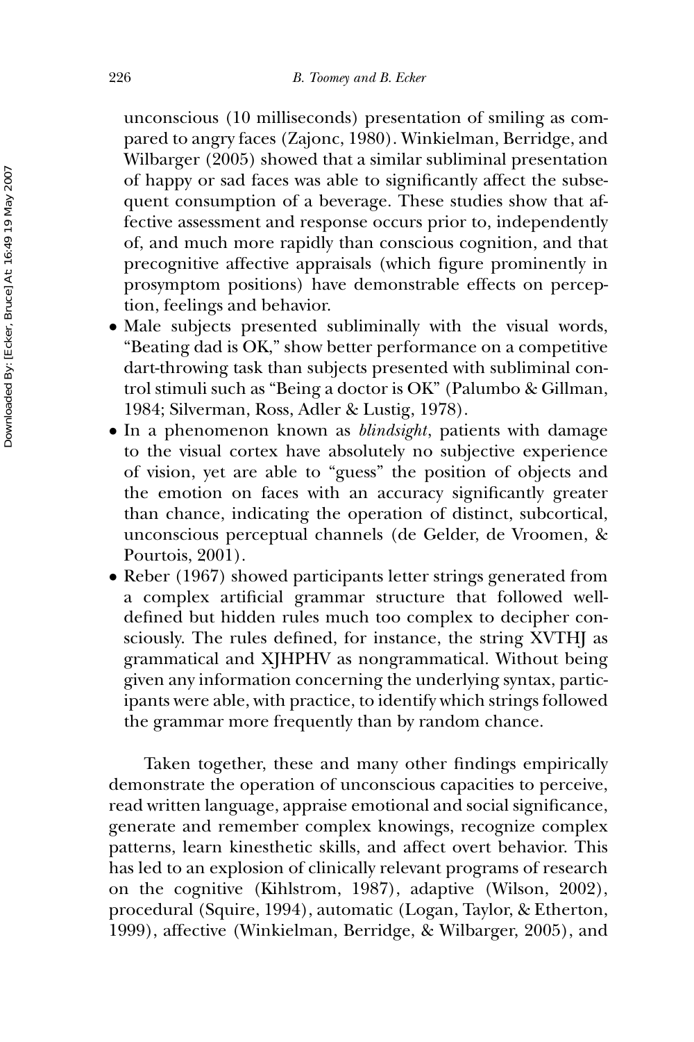unconscious (10 milliseconds) presentation of smiling as compared to angry faces (Zajonc, 1980). Winkielman, Berridge, and Wilbarger (2005) showed that a similar subliminal presentation of happy or sad faces was able to significantly affect the subsequent consumption of a beverage. These studies show that affective assessment and response occurs prior to, independently of, and much more rapidly than conscious cognition, and that precognitive affective appraisals (which figure prominently in prosymptom positions) have demonstrable effects on perception, feelings and behavior.

- Male subjects presented subliminally with the visual words, "Beating dad is OK," show better performance on a competitive dart-throwing task than subjects presented with subliminal control stimuli such as "Being a doctor is OK" (Palumbo & Gillman, 1984; Silverman, Ross, Adler & Lustig, 1978).
- In a phenomenon known as *blindsight*, patients with damage to the visual cortex have absolutely no subjective experience of vision, yet are able to "guess" the position of objects and the emotion on faces with an accuracy significantly greater than chance, indicating the operation of distinct, subcortical, unconscious perceptual channels (de Gelder, de Vroomen, & Pourtois, 2001).
- Reber (1967) showed participants letter strings generated from a complex artificial grammar structure that followed well-defined but hidden rules much too complex to decipher consciously. The rules defined, for instance, the string XVTHJ as grammatical and XJHPHV as nongrammatical. Without being given any information concerning the underlying syntax, participants were able, with practice, to identify which strings followed the grammar more frequently than by random chance.

Taken together, these and many other findings empirically demonstrate the operation of unconscious capacities to perceive, read written language, appraise emotional and social significance, generate and remember complex knowings, recognize complex patterns, learn kinesthetic skills, and affect overt behavior. This has led to an explosion of clinically relevant programs of research on the cognitive (Kihlstrom, 1987), adaptive (Wilson, 2002), procedural (Squire, 1994), automatic (Logan, Taylor, & Etherton, 1999), affective (Winkielman, Berridge, & Wilbarger, 2005), and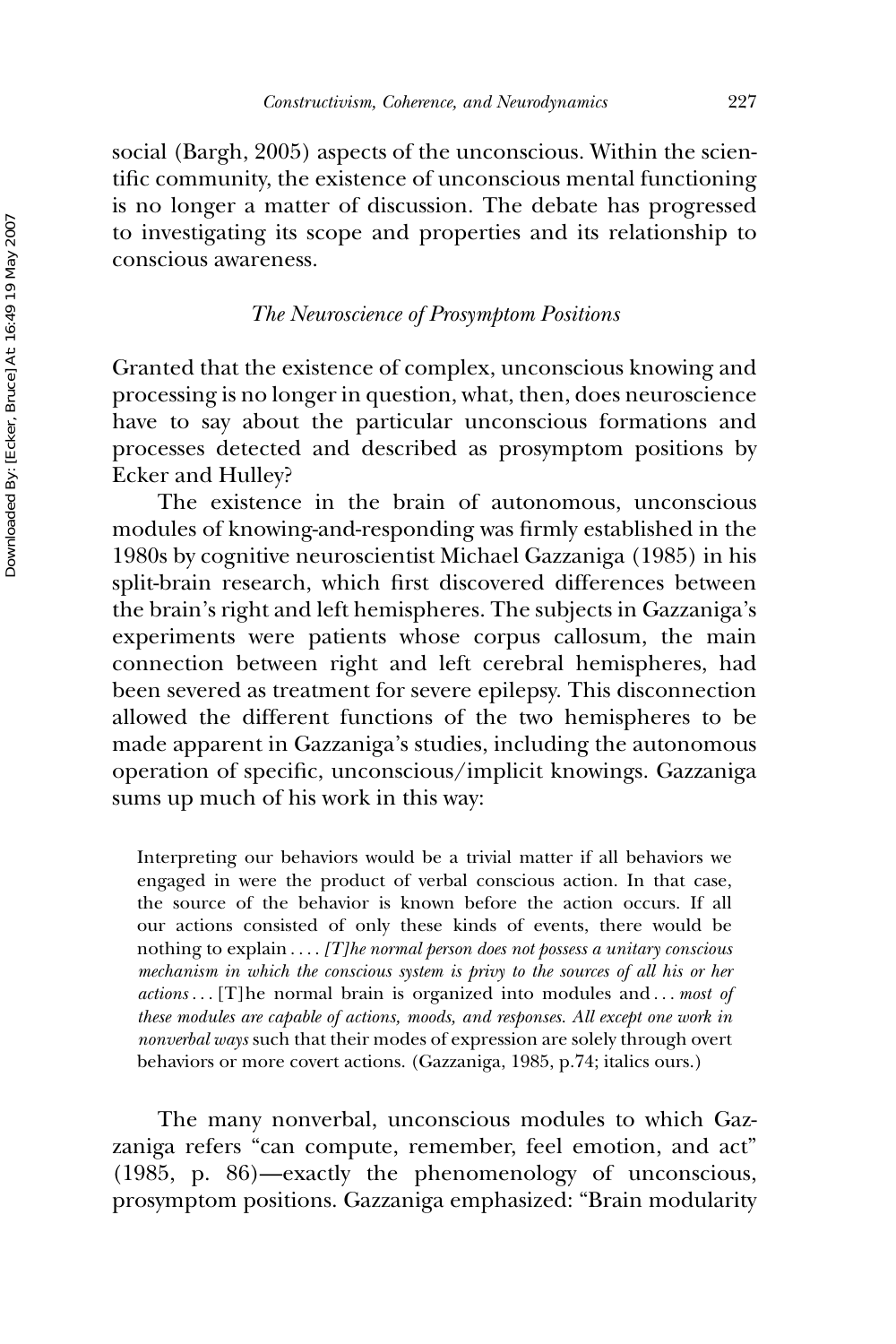social (Bargh, 2005) aspects of the unconscious. Within the scientific community, the existence of unconscious mental functioning is no longer a matter of discussion. The debate has progressed to investigating its scope and properties and its relationship to conscious awareness.

### *The Neuroscience of Prosymptom Positions*

Granted that the existence of complex, unconscious knowing and processing is no longer in question, what, then, does neuroscience have to say about the particular unconscious formations and processes detected and described as prosymptom positions by Ecker and Hulley?

The existence in the brain of autonomous, unconscious modules of knowing-and-responding was firmly established in the 1980s by cognitive neuroscientist Michael Gazzaniga (1985) in his split-brain research, which first discovered differences between the brain's right and left hemispheres. The subjects in Gazzaniga's experiments were patients whose corpus callosum, the main connection between right and left cerebral hemispheres, had been severed as treatment for severe epilepsy. This disconnection allowed the different functions of the two hemispheres to be made apparent in Gazzaniga's studies, including the autonomous operation of specific, unconscious/implicit knowings. Gazzaniga sums up much of his work in this way:

> Interpreting our behaviors would be a trivial matter if all behaviors we engaged in were the product of verbal conscious action. In that case, the source of the behavior is known before the action occurs. If all our actions consisted of only these kinds of events, there would be nothing to explain . . . . *[T]he normal person does not possess a unitary conscious mechanism in which the conscious system is privy to the sources of all his or her actions* . . . [T]he normal brain is organized into modules and . . . *most of these modules are capable of actions, moods, and responses. All except one work in nonverbal ways* such that their modes of expression are solely through overt behaviors or more covert actions. (Gazzaniga, 1985, p.74; italics ours.)

The many nonverbal, unconscious modules to which Gazzaniga refers "can compute, remember, feel emotion, and act" (1985, p. 86)—exactly the phenomenology of unconscious, prosymptom positions. Gazzaniga emphasized: "Brain modularity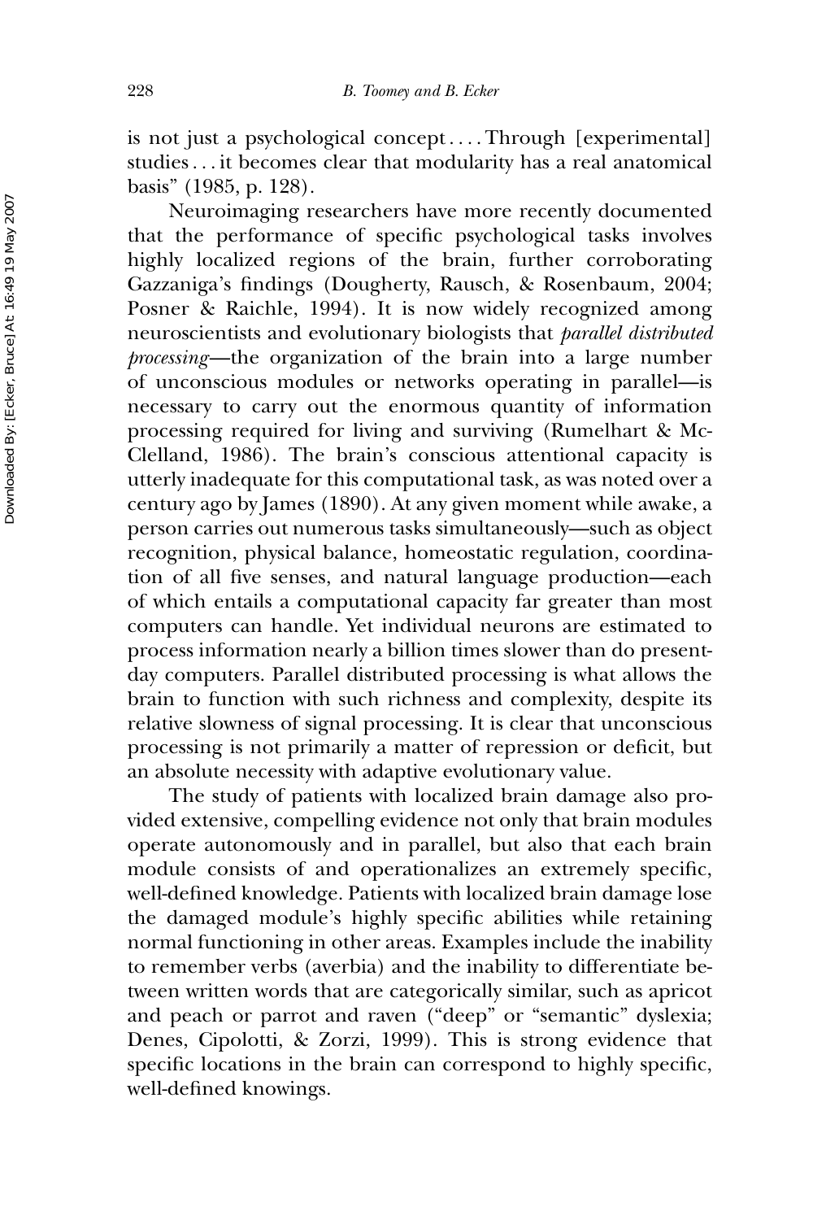is not just a psychological concept . . . . Through [experimental] studies . . . it becomes clear that modularity has a real anatomical basis" (1985, p. 128).

Neuroimaging researchers have more recently documented that the performance of specific psychological tasks involves highly localized regions of the brain, further corroborating Gazzaniga's findings (Dougherty, Rausch, & Rosenbaum, 2004; Posner & Raichle, 1994). It is now widely recognized among neuroscientists and evolutionary biologists that *parallel distributed processing*—the organization of the brain into a large number of unconscious modules or networks operating in parallel—is necessary to carry out the enormous quantity of information processing required for living and surviving (Rumelhart & McClelland, 1986). The brain's conscious attentional capacity is utterly inadequate for this computational task, as was noted over a century ago by James (1890). At any given moment while awake, a person carries out numerous tasks simultaneously—such as object recognition, physical balance, homeostatic regulation, coordination of all five senses, and natural language production—each of which entails a computational capacity far greater than most computers can handle. Yet individual neurons are estimated to process information nearly a billion times slower than do present-day computers. Parallel distributed processing is what allows the brain to function with such richness and complexity, despite its relative slowness of signal processing. It is clear that unconscious processing is not primarily a matter of repression or deficit, but an absolute necessity with adaptive evolutionary value.

The study of patients with localized brain damage also provided extensive, compelling evidence not only that brain modules operate autonomously and in parallel, but also that each brain module consists of and operationalizes an extremely specific, well-defined knowledge. Patients with localized brain damage lose the damaged module's highly specific abilities while retaining normal functioning in other areas. Examples include the inability to remember verbs (averbia) and the inability to differentiate between written words that are categorically similar, such as apricot and peach or parrot and raven ("deep" or "semantic" dyslexia; Denes, Cipolotti, & Zorzi, 1999). This is strong evidence that specific locations in the brain can correspond to highly specific, well-defined knowings.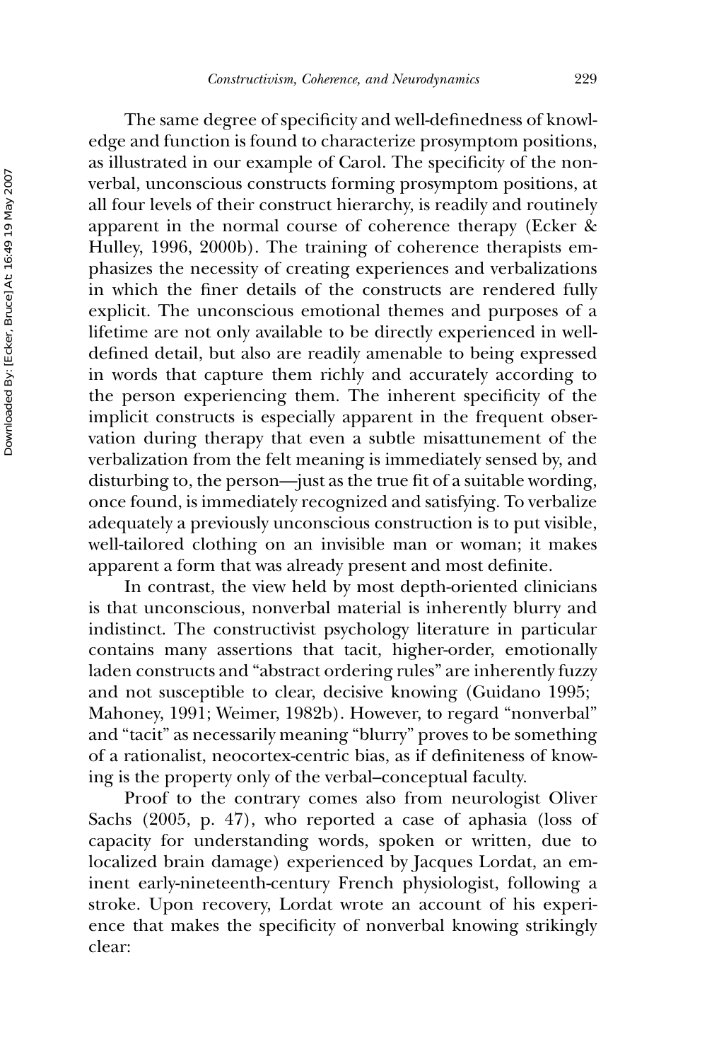The same degree of specificity and well-definedness of knowledge and function is found to characterize prosymptom positions, as illustrated in our example of Carol. The specificity of the nonverbal, unconscious constructs forming prosymptom positions, at all four levels of their construct hierarchy, is readily and routinely apparent in the normal course of coherence therapy (Ecker & Hulley, 1996, 2000b). The training of coherence therapists emphasizes the necessity of creating experiences and verbalizations in which the finer details of the constructs are rendered fully explicit. The unconscious emotional themes and purposes of a lifetime are not only available to be directly experienced in well-defined detail, but also are readily amenable to being expressed in words that capture them richly and accurately according to the person experiencing them. The inherent specificity of the implicit constructs is especially apparent in the frequent observation during therapy that even a subtle misattunement of the verbalization from the felt meaning is immediately sensed by, and disturbing to, the person—just as the true fit of a suitable wording, once found, is immediately recognized and satisfying. To verbalize adequately a previously unconscious construction is to put visible, well-tailored clothing on an invisible man or woman; it makes apparent a form that was already present and most definite.

In contrast, the view held by most depth-oriented clinicians is that unconscious, nonverbal material is inherently blurry and indistinct. The constructivist psychology literature in particular contains many assertions that tacit, higher-order, emotionally laden constructs and "abstract ordering rules" are inherently fuzzy and not susceptible to clear, decisive knowing (Guidano 1995; Mahoney, 1991; Weimer, 1982b). However, to regard "nonverbal" and "tacit" as necessarily meaning "blurry" proves to be something of a rationalist, neocortex-centric bias, as if definiteness of knowing is the property only of the verbal–conceptual faculty.

Proof to the contrary comes also from neurologist Oliver Sachs (2005, p. 47), who reported a case of aphasia (loss of capacity for understanding words, spoken or written, due to localized brain damage) experienced by Jacques Lordat, an eminent early-nineteenth-century French physiologist, following a stroke. Upon recovery, Lordat wrote an account of his experience that makes the specificity of nonverbal knowing strikingly clear: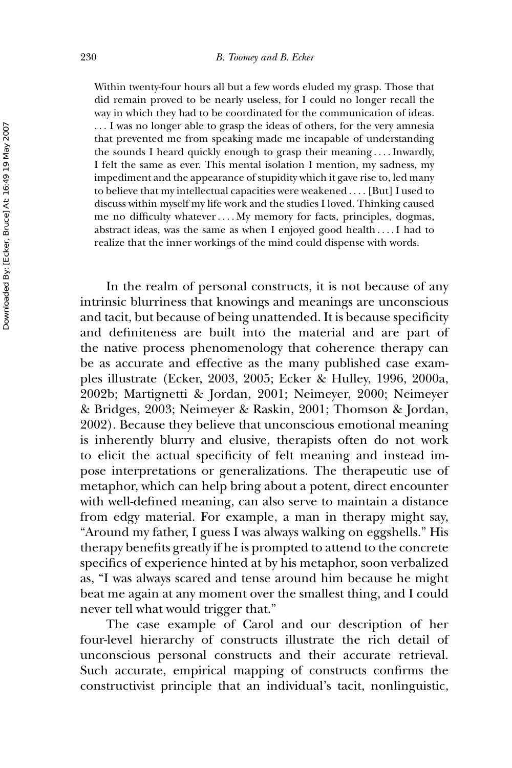> Within twenty-four hours all but a few words eluded my grasp. Those that did remain proved to be nearly useless, for I could no longer recall the way in which they had to be coordinated for the communication of ideas. . . . I was no longer able to grasp the ideas of others, for the very amnesia that prevented me from speaking made me incapable of understanding the sounds I heard quickly enough to grasp their meaning . . . . Inwardly, I felt the same as ever. This mental isolation I mention, my sadness, my impediment and the appearance of stupidity which it gave rise to, led many to believe that my intellectual capacities were weakened . . . . [But] I used to discuss within myself my life work and the studies I loved. Thinking caused me no difficulty whatever . . . . My memory for facts, principles, dogmas, abstract ideas, was the same as when I enjoyed good health . . . . I had to realize that the inner workings of the mind could dispense with words.

In the realm of personal constructs, it is not because of any intrinsic blurriness that knowings and meanings are unconscious and tacit, but because of being unattended. It is because specificity and definiteness are built into the material and are part of the native process phenomenology that coherence therapy can be as accurate and effective as the many published case examples illustrate (Ecker, 2003, 2005; Ecker & Hulley, 1996, 2000a, 2002b; Martignetti & Jordan, 2001; Neimeyer, 2000; Neimeyer & Bridges, 2003; Neimeyer & Raskin, 2001; Thomson & Jordan, 2002). Because they believe that unconscious emotional meaning is inherently blurry and elusive, therapists often do not work to elicit the actual specificity of felt meaning and instead impose interpretations or generalizations. The therapeutic use of metaphor, which can help bring about a potent, direct encounter with well-defined meaning, can also serve to maintain a distance from edgy material. For example, a man in therapy might say, "Around my father, I guess I was always walking on eggshells." His therapy benefits greatly if he is prompted to attend to the concrete specifics of experience hinted at by his metaphor, soon verbalized as, "I was always scared and tense around him because he might beat me again at any moment over the smallest thing, and I could never tell what would trigger that."

The case example of Carol and our description of her four-level hierarchy of constructs illustrate the rich detail of unconscious personal constructs and their accurate retrieval. Such accurate, empirical mapping of constructs confirms the constructivist principle that an individual's tacit, nonlinguistic,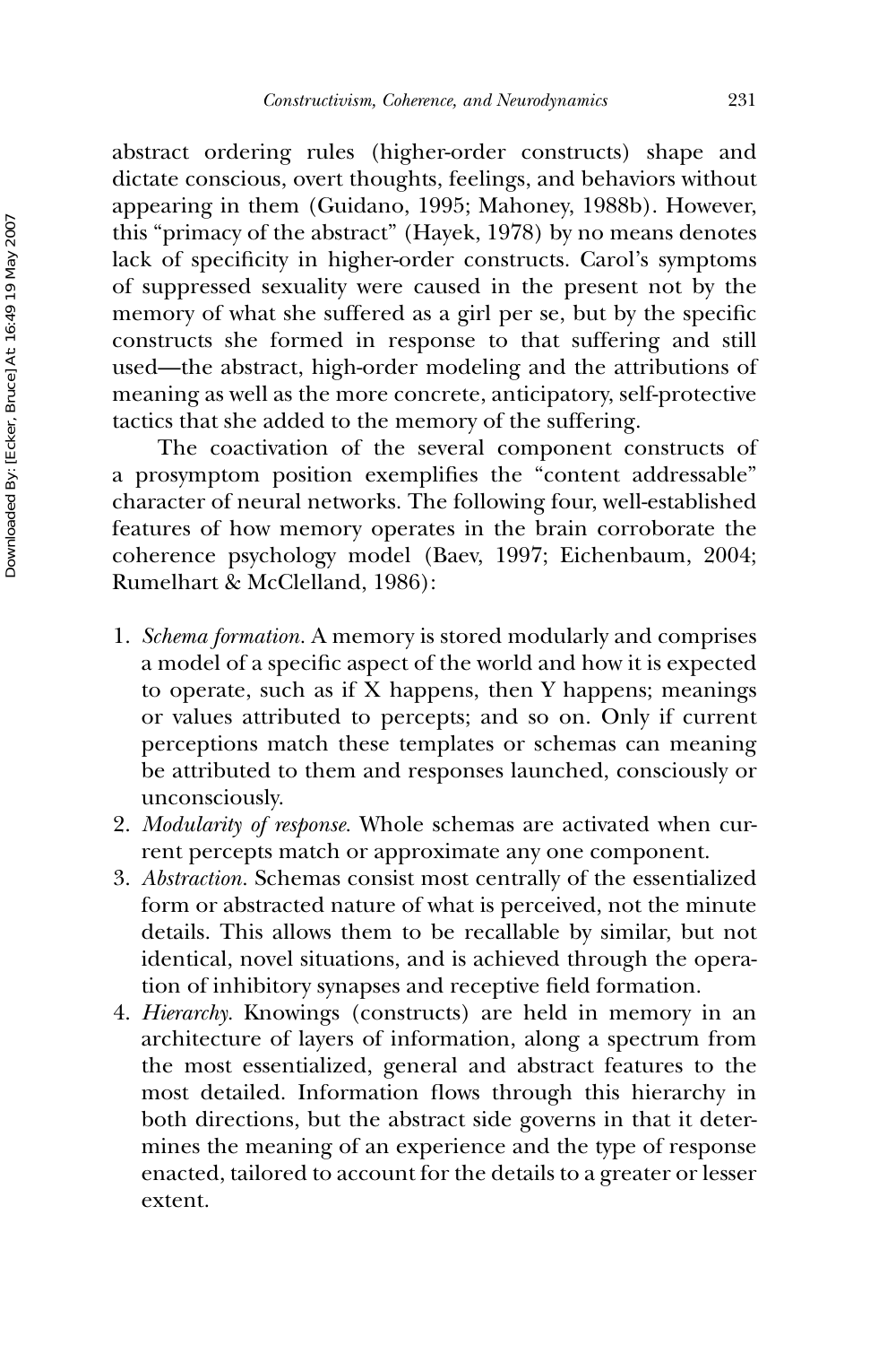abstract ordering rules (higher-order constructs) shape and dictate conscious, overt thoughts, feelings, and behaviors without appearing in them (Guidano, 1995; Mahoney, 1988b). However, this "primacy of the abstract" (Hayek, 1978) by no means denotes lack of specificity in higher-order constructs. Carol's symptoms of suppressed sexuality were caused in the present not by the memory of what she suffered as a girl per se, but by the specific constructs she formed in response to that suffering and still used—the abstract, high-order modeling and the attributions of meaning as well as the more concrete, anticipatory, self-protective tactics that she added to the memory of the suffering.

The coactivation of the several component constructs of a prosymptom position exemplifies the "content addressable" character of neural networks. The following four, well-established features of how memory operates in the brain corroborate the coherence psychology model (Baev, 1997; Eichenbaum, 2004; Rumelhart & McClelland, 1986):

1. *Schema formation*. A memory is stored modularly and comprises a model of a specific aspect of the world and how it is expected to operate, such as if X happens, then Y happens; meanings or values attributed to percepts; and so on. Only if current perceptions match these templates or schemas can meaning be attributed to them and responses launched, consciously or unconsciously.
2. *Modularity of response*. Whole schemas are activated when current percepts match or approximate any one component.
3. *Abstraction*. Schemas consist most centrally of the essentialized form or abstracted nature of what is perceived, not the minute details. This allows them to be recallable by similar, but not identical, novel situations, and is achieved through the operation of inhibitory synapses and receptive field formation.
4. *Hierarchy*. Knowings (constructs) are held in memory in an architecture of layers of information, along a spectrum from the most essentialized, general and abstract features to the most detailed. Information flows through this hierarchy in both directions, but the abstract side governs in that it determines the meaning of an experience and the type of response enacted, tailored to account for the details to a greater or lesser extent.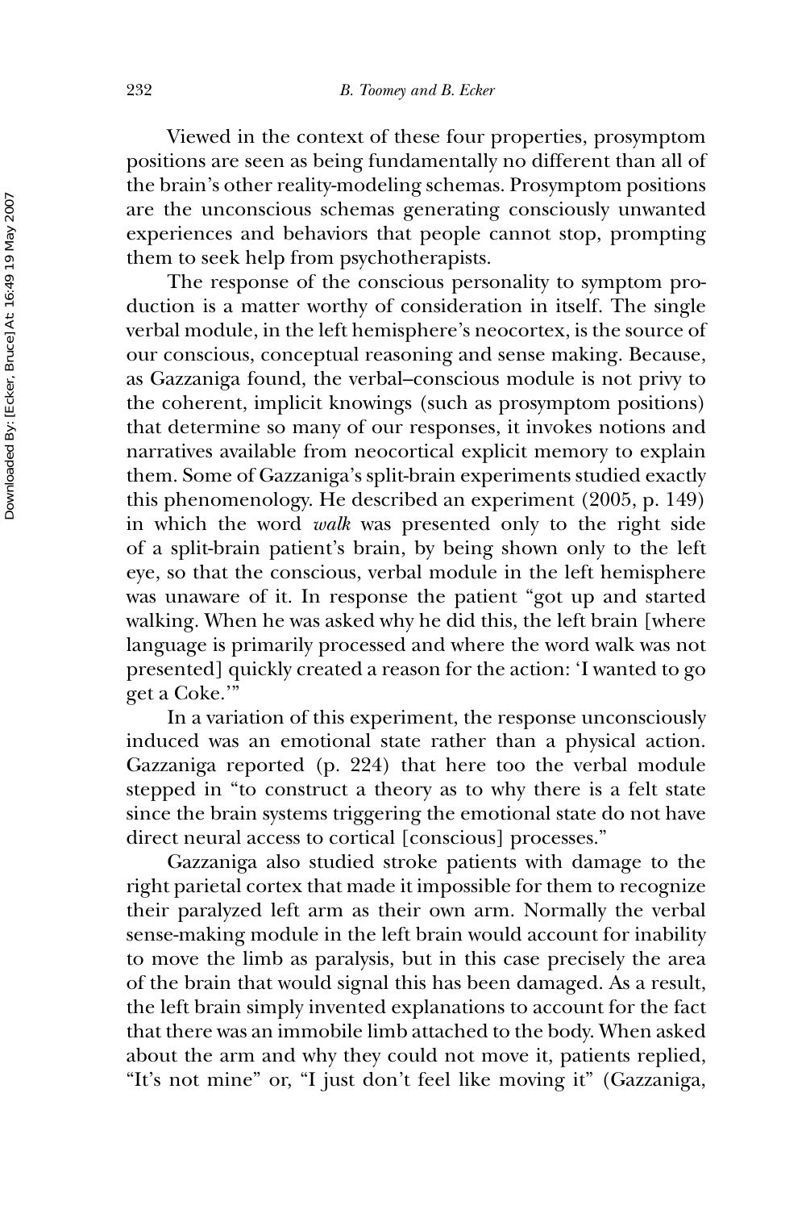Viewed in the context of these four properties, prosymptom positions are seen as being fundamentally no different than all of the brain's other reality-modeling schemas. Prosymptom positions are the unconscious schemas generating consciously unwanted experiences and behaviors that people cannot stop, prompting them to seek help from psychotherapists.

The response of the conscious personality to symptom production is a matter worthy of consideration in itself. The single verbal module, in the left hemisphere's neocortex, is the source of our conscious, conceptual reasoning and sense making. Because, as Gazzaniga found, the verbal–conscious module is not privy to the coherent, implicit knowings (such as prosymptom positions) that determine so many of our responses, it invokes notions and narratives available from neocortical explicit memory to explain them. Some of Gazzaniga's split-brain experiments studied exactly this phenomenology. He described an experiment (2005, p. 149) in which the word *walk* was presented only to the right side of a split-brain patient's brain, by being shown only to the left eye, so that the conscious, verbal module in the left hemisphere was unaware of it. In response the patient "got up and started walking. When he was asked why he did this, the left brain [where language is primarily processed and where the word walk was not presented] quickly created a reason for the action: 'I wanted to go get a Coke.'"

In a variation of this experiment, the response unconsciously induced was an emotional state rather than a physical action. Gazzaniga reported (p. 224) that here too the verbal module stepped in "to construct a theory as to why there is a felt state since the brain systems triggering the emotional state do not have direct neural access to cortical [conscious] processes."

Gazzaniga also studied stroke patients with damage to the right parietal cortex that made it impossible for them to recognize their paralyzed left arm as their own arm. Normally the verbal sense-making module in the left brain would account for inability to move the limb as paralysis, but in this case precisely the area of the brain that would signal this has been damaged. As a result, the left brain simply invented explanations to account for the fact that there was an immobile limb attached to the body. When asked about the arm and why they could not move it, patients replied, "It's not mine" or, "I just don't feel like moving it" (Gazzaniga,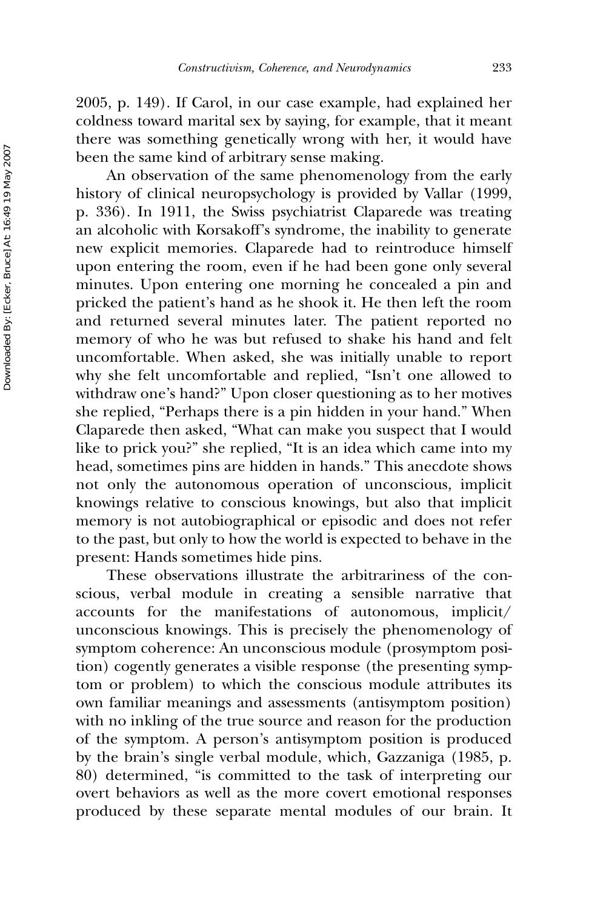2005, p. 149). If Carol, in our case example, had explained her coldness toward marital sex by saying, for example, that it meant there was something genetically wrong with her, it would have been the same kind of arbitrary sense making.

An observation of the same phenomenology from the early history of clinical neuropsychology is provided by Vallar (1999, p. 336). In 1911, the Swiss psychiatrist Claparede was treating an alcoholic with Korsakoff's syndrome, the inability to generate new explicit memories. Claparede had to reintroduce himself upon entering the room, even if he had been gone only several minutes. Upon entering one morning he concealed a pin and pricked the patient's hand as he shook it. He then left the room and returned several minutes later. The patient reported no memory of who he was but refused to shake his hand and felt uncomfortable. When asked, she was initially unable to report why she felt uncomfortable and replied, "Isn't one allowed to withdraw one's hand?" Upon closer questioning as to her motives she replied, "Perhaps there is a pin hidden in your hand." When Claparede then asked, "What can make you suspect that I would like to prick you?" she replied, "It is an idea which came into my head, sometimes pins are hidden in hands." This anecdote shows not only the autonomous operation of unconscious, implicit knowings relative to conscious knowings, but also that implicit memory is not autobiographical or episodic and does not refer to the past, but only to how the world is expected to behave in the present: Hands sometimes hide pins.

These observations illustrate the arbitrariness of the conscious, verbal module in creating a sensible narrative that accounts for the manifestations of autonomous, implicit/unconscious knowings. This is precisely the phenomenology of symptom coherence: An unconscious module (prosymptom position) cogently generates a visible response (the presenting symptom or problem) to which the conscious module attributes its own familiar meanings and assessments (antisymptom position) with no inkling of the true source and reason for the production of the symptom. A person's antisymptom position is produced by the brain's single verbal module, which, Gazzaniga (1985, p. 80) determined, "is committed to the task of interpreting our overt behaviors as well as the more covert emotional responses produced by these separate mental modules of our brain. It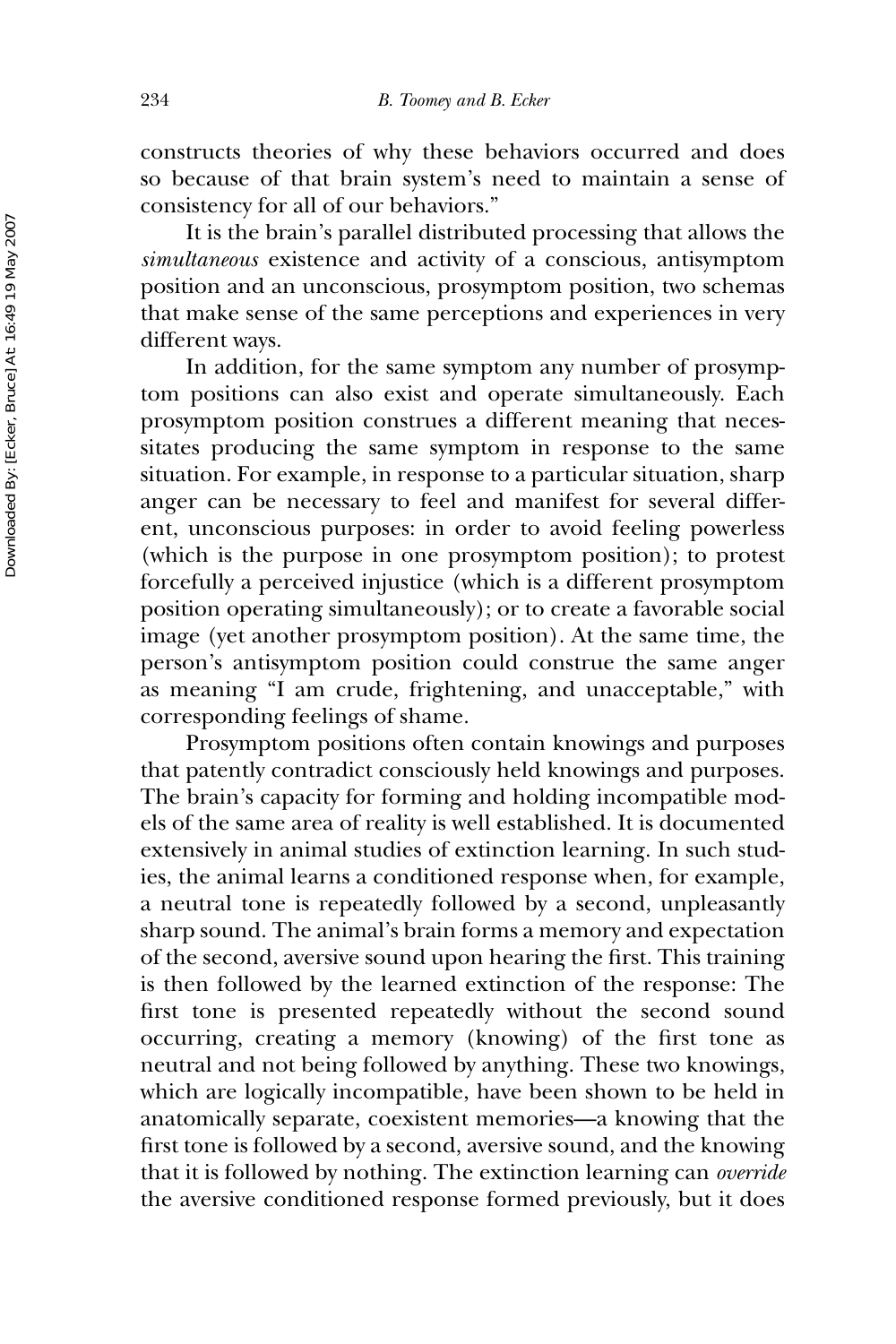constructs theories of why these behaviors occurred and does so because of that brain system's need to maintain a sense of consistency for all of our behaviors."

It is the brain's parallel distributed processing that allows the *simultaneous* existence and activity of a conscious, antisymptom position and an unconscious, prosymptom position, two schemas that make sense of the same perceptions and experiences in very different ways.

In addition, for the same symptom any number of prosymptom positions can also exist and operate simultaneously. Each prosymptom position construes a different meaning that necessitates producing the same symptom in response to the same situation. For example, in response to a particular situation, sharp anger can be necessary to feel and manifest for several different, unconscious purposes: in order to avoid feeling powerless (which is the purpose in one prosymptom position); to protest forcefully a perceived injustice (which is a different prosymptom position operating simultaneously); or to create a favorable social image (yet another prosymptom position). At the same time, the person's antisymptom position could construe the same anger as meaning "I am crude, frightening, and unacceptable," with corresponding feelings of shame.

Prosymptom positions often contain knowings and purposes that patently contradict consciously held knowings and purposes. The brain's capacity for forming and holding incompatible models of the same area of reality is well established. It is documented extensively in animal studies of extinction learning. In such studies, the animal learns a conditioned response when, for example, a neutral tone is repeatedly followed by a second, unpleasantly sharp sound. The animal's brain forms a memory and expectation of the second, aversive sound upon hearing the first. This training is then followed by the learned extinction of the response: The first tone is presented repeatedly without the second sound occurring, creating a memory (knowing) of the first tone as neutral and not being followed by anything. These two knowings, which are logically incompatible, have been shown to be held in anatomically separate, coexistent memories—a knowing that the first tone is followed by a second, aversive sound, and the knowing that it is followed by nothing. The extinction learning can *override* the aversive conditioned response formed previously, but it does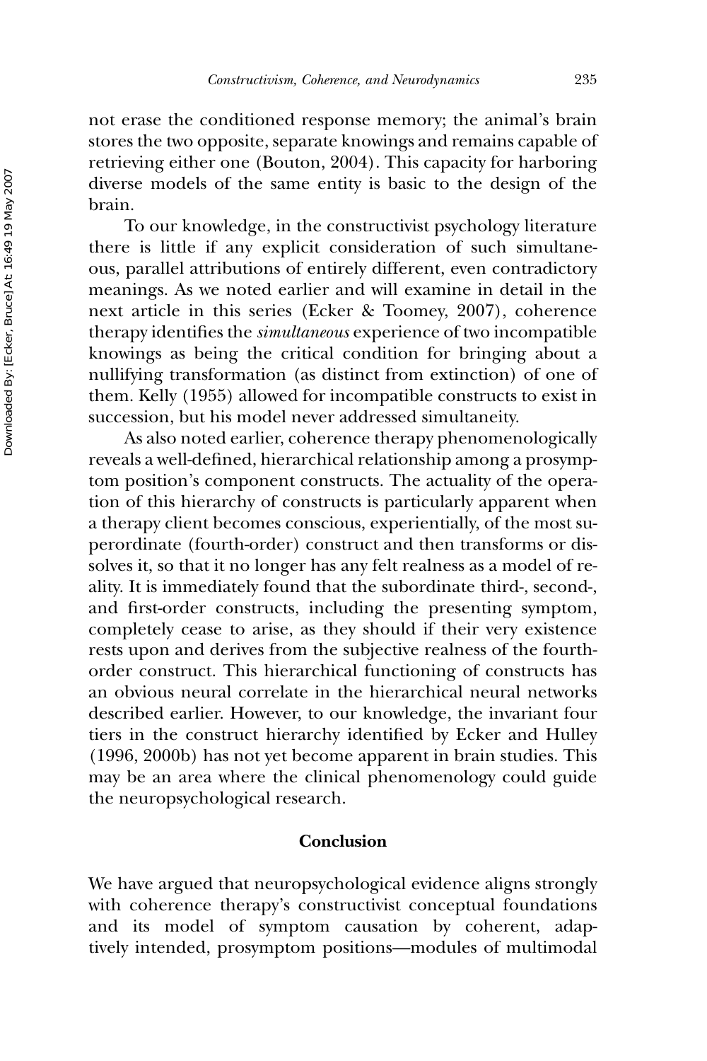not erase the conditioned response memory; the animal's brain stores the two opposite, separate knowings and remains capable of retrieving either one (Bouton, 2004). This capacity for harboring diverse models of the same entity is basic to the design of the brain.

To our knowledge, in the constructivist psychology literature there is little if any explicit consideration of such simultaneous, parallel attributions of entirely different, even contradictory meanings. As we noted earlier and will examine in detail in the next article in this series (Ecker & Toomey, 2007), coherence therapy identifies the *simultaneous* experience of two incompatible knowings as being the critical condition for bringing about a nullifying transformation (as distinct from extinction) of one of them. Kelly (1955) allowed for incompatible constructs to exist in succession, but his model never addressed simultaneity.

As also noted earlier, coherence therapy phenomenologically reveals a well-defined, hierarchical relationship among a prosymptom position's component constructs. The actuality of the operation of this hierarchy of constructs is particularly apparent when a therapy client becomes conscious, experientially, of the most superordinate (fourth-order) construct and then transforms or dissolves it, so that it no longer has any felt realness as a model of reality. It is immediately found that the subordinate third-, second-, and first-order constructs, including the presenting symptom, completely cease to arise, as they should if their very existence rests upon and derives from the subjective realness of the fourth-order construct. This hierarchical functioning of constructs has an obvious neural correlate in the hierarchical neural networks described earlier. However, to our knowledge, the invariant four tiers in the construct hierarchy identified by Ecker and Hulley (1996, 2000b) has not yet become apparent in brain studies. This may be an area where the clinical phenomenology could guide the neuropsychological research.

## Conclusion

We have argued that neuropsychological evidence aligns strongly with coherence therapy's constructivist conceptual foundations and its model of symptom causation by coherent, adaptively intended, prosymptom positions—modules of multimodal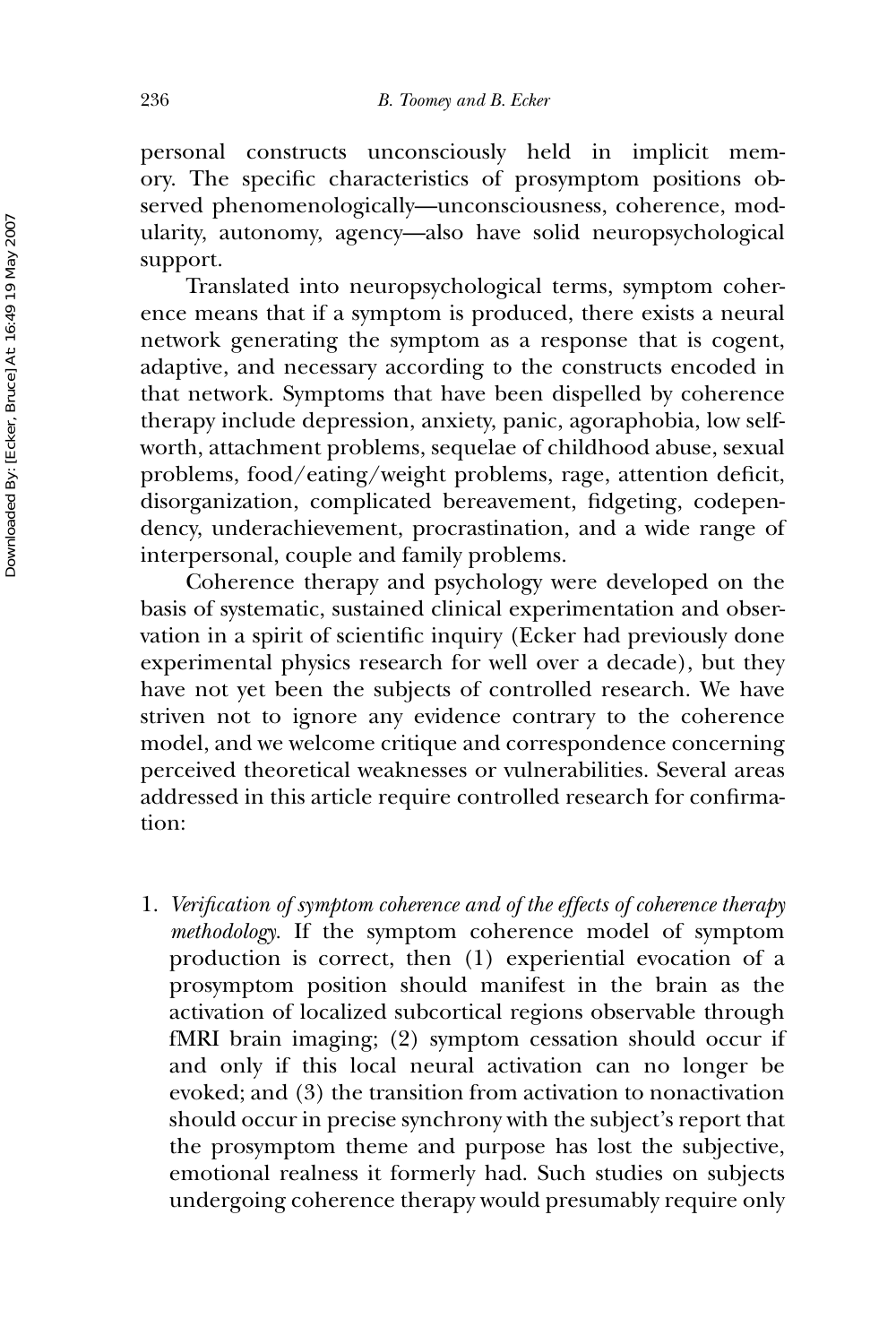personal constructs unconsciously held in implicit memory. The specific characteristics of prosymptom positions observed phenomenologically—unconsciousness, coherence, modularity, autonomy, agency—also have solid neuropsychological support.

Translated into neuropsychological terms, symptom coherence means that if a symptom is produced, there exists a neural network generating the symptom as a response that is cogent, adaptive, and necessary according to the constructs encoded in that network. Symptoms that have been dispelled by coherence therapy include depression, anxiety, panic, agoraphobia, low self-worth, attachment problems, sequelae of childhood abuse, sexual problems, food/eating/weight problems, rage, attention deficit, disorganization, complicated bereavement, fidgeting, codependency, underachievement, procrastination, and a wide range of interpersonal, couple and family problems.

Coherence therapy and psychology were developed on the basis of systematic, sustained clinical experimentation and observation in a spirit of scientific inquiry (Ecker had previously done experimental physics research for well over a decade), but they have not yet been the subjects of controlled research. We have striven not to ignore any evidence contrary to the coherence model, and we welcome critique and correspondence concerning perceived theoretical weaknesses or vulnerabilities. Several areas addressed in this article require controlled research for confirmation:

1. *Verification of symptom coherence and of the effects of coherence therapy methodology.* If the symptom coherence model of symptom production is correct, then (1) experiential evocation of a prosymptom position should manifest in the brain as the activation of localized subcortical regions observable through fMRI brain imaging; (2) symptom cessation should occur if and only if this local neural activation can no longer be evoked; and (3) the transition from activation to nonactivation should occur in precise synchrony with the subject's report that the prosymptom theme and purpose has lost the subjective, emotional realness it formerly had. Such studies on subjects undergoing coherence therapy would presumably require only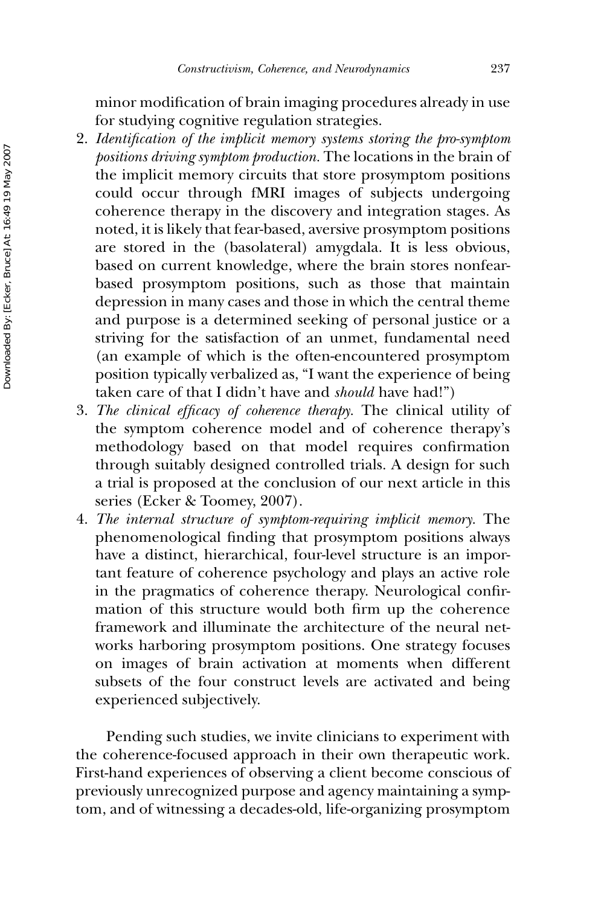minor modification of brain imaging procedures already in use for studying cognitive regulation strategies.

2. *Identification of the implicit memory systems storing the pro-symptom positions driving symptom production.* The locations in the brain of the implicit memory circuits that store prosymptom positions could occur through fMRI images of subjects undergoing coherence therapy in the discovery and integration stages. As noted, it is likely that fear-based, aversive prosymptom positions are stored in the (basolateral) amygdala. It is less obvious, based on current knowledge, where the brain stores nonfear-based prosymptom positions, such as those that maintain depression in many cases and those in which the central theme and purpose is a determined seeking of personal justice or a striving for the satisfaction of an unmet, fundamental need (an example of which is the often-encountered prosymptom position typically verbalized as, "I want the experience of being taken care of that I didn't have and *should* have had!")
3. *The clinical efficacy of coherence therapy.* The clinical utility of the symptom coherence model and of coherence therapy's methodology based on that model requires confirmation through suitably designed controlled trials. A design for such a trial is proposed at the conclusion of our next article in this series (Ecker & Toomey, 2007).
4. *The internal structure of symptom-requiring implicit memory.* The phenomenological finding that prosymptom positions always have a distinct, hierarchical, four-level structure is an important feature of coherence psychology and plays an active role in the pragmatics of coherence therapy. Neurological confirmation of this structure would both firm up the coherence framework and illuminate the architecture of the neural networks harboring prosymptom positions. One strategy focuses on images of brain activation at moments when different subsets of the four construct levels are activated and being experienced subjectively.

Pending such studies, we invite clinicians to experiment with the coherence-focused approach in their own therapeutic work. First-hand experiences of observing a client become conscious of previously unrecognized purpose and agency maintaining a symptom, and of witnessing a decades-old, life-organizing prosymptom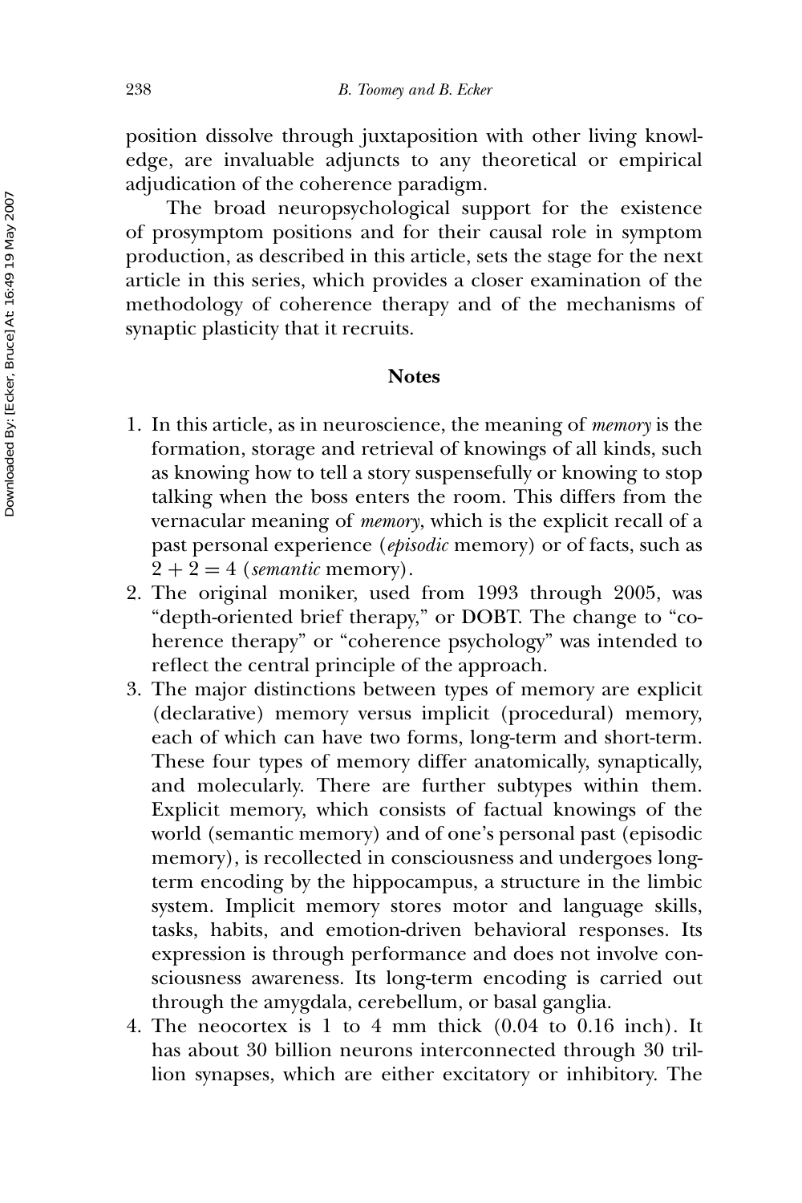position dissolve through juxtaposition with other living knowledge, are invaluable adjuncts to any theoretical or empirical adjudication of the coherence paradigm.

The broad neuropsychological support for the existence of prosymptom positions and for their causal role in symptom production, as described in this article, sets the stage for the next article in this series, which provides a closer examination of the methodology of coherence therapy and of the mechanisms of synaptic plasticity that it recruits.

## Notes

1. In this article, as in neuroscience, the meaning of *memory* is the formation, storage and retrieval of knowings of all kinds, such as knowing how to tell a story suspensefully or knowing to stop talking when the boss enters the room. This differs from the vernacular meaning of *memory*, which is the explicit recall of a past personal experience (*episodic* memory) or of facts, such as $2 + 2 = 4$ (*semantic* memory).
2. The original moniker, used from 1993 through 2005, was "depth-oriented brief therapy," or DOBT. The change to "coherence therapy" or "coherence psychology" was intended to reflect the central principle of the approach.
3. The major distinctions between types of memory are explicit (declarative) memory versus implicit (procedural) memory, each of which can have two forms, long-term and short-term. These four types of memory differ anatomically, synaptically, and molecularly. There are further subtypes within them. Explicit memory, which consists of factual knowings of the world (semantic memory) and of one's personal past (episodic memory), is recollected in consciousness and undergoes long-term encoding by the hippocampus, a structure in the limbic system. Implicit memory stores motor and language skills, tasks, habits, and emotion-driven behavioral responses. Its expression is through performance and does not involve consciousness awareness. Its long-term encoding is carried out through the amygdala, cerebellum, or basal ganglia.
4. The neocortex is 1 to 4 mm thick (0.04 to 0.16 inch). It has about 30 billion neurons interconnected through 30 trillion synapses, which are either excitatory or inhibitory. The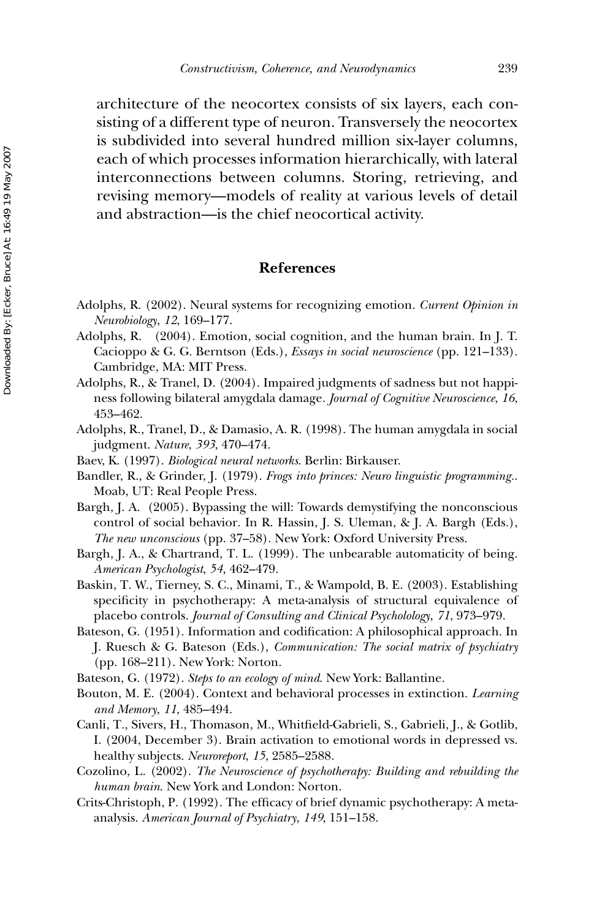architecture of the neocortex consists of six layers, each consisting of a different type of neuron. Transversely the neocortex is subdivided into several hundred million six-layer columns, each of which processes information hierarchically, with lateral interconnections between columns. Storing, retrieving, and revising memory—models of reality at various levels of detail and abstraction—is the chief neocortical activity.

## References

Adolphs, R. (2002). Neural systems for recognizing emotion. *Current Opinion in Neurobiology*, *12*, 169–177.

Adolphs, R. (2004). Emotion, social cognition, and the human brain. In J. T. Cacioppo & G. G. Berntson (Eds.), *Essays in social neuroscience* (pp. 121–133). Cambridge, MA: MIT Press.

Adolphs, R., & Tranel, D. (2004). Impaired judgments of sadness but not happiness following bilateral amygdala damage. *Journal of Cognitive Neuroscience*, *16*, 453–462.

Adolphs, R., Tranel, D., & Damasio, A. R. (1998). The human amygdala in social judgment. *Nature*, *393*, 470–474.

Baev, K. (1997). *Biological neural networks*. Berlin: Birkauser.

Bandler, R., & Grinder, J. (1979). *Frogs into princes: Neuro linguistic programming.*. Moab, UT: Real People Press.

Bargh, J. A. (2005). Bypassing the will: Towards demystifying the nonconscious control of social behavior. In R. Hassin, J. S. Uleman, & J. A. Bargh (Eds.), *The new unconscious* (pp. 37–58). New York: Oxford University Press.

Bargh, J. A., & Chartrand, T. L. (1999). The unbearable automaticity of being. *American Psychologist*, *54*, 462–479.

Baskin, T. W., Tierney, S. C., Minami, T., & Wampold, B. E. (2003). Establishing specificity in psychotherapy: A meta-analysis of structural equivalence of placebo controls. *Journal of Consulting and Clinical Psycholology*, *71*, 973–979.

Bateson, G. (1951). Information and codification: A philosophical approach. In J. Ruesch & G. Bateson (Eds.), *Communication: The social matrix of psychiatry* (pp. 168–211). New York: Norton.

Bateson, G. (1972). *Steps to an ecology of mind*. New York: Ballantine.

Bouton, M. E. (2004). Context and behavioral processes in extinction. *Learning and Memory*, *11*, 485–494.

Canli, T., Sivers, H., Thomason, M., Whitfield-Gabrieli, S., Gabrieli, J., & Gotlib, I. (2004, December 3). Brain activation to emotional words in depressed vs. healthy subjects. *Neuroreport*, *15*, 2585–2588.

Cozolino, L. (2002). *The Neuroscience of psychotherapy: Building and rebuilding the human brain*. New York and London: Norton.

Crits-Christoph, P. (1992). The efficacy of brief dynamic psychotherapy: A meta-analysis. *American Journal of Psychiatry*, *149*, 151–158.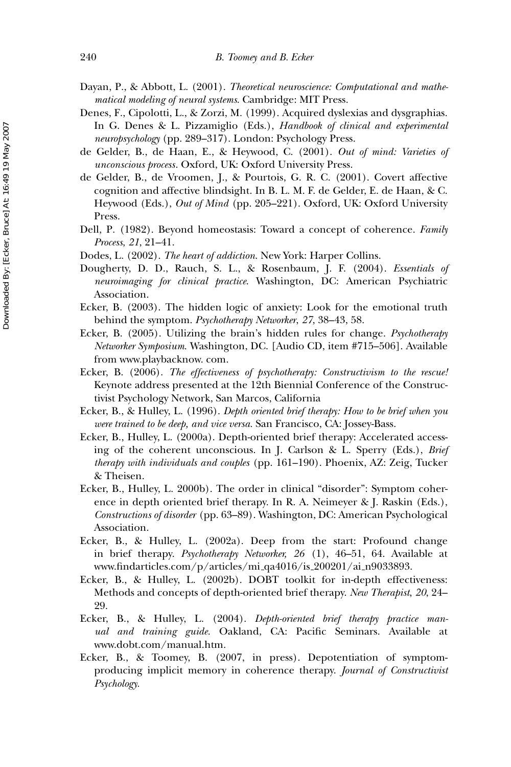Dayan, P., & Abbott, L. (2001). *Theoretical neuroscience: Computational and mathematical modeling of neural systems*. Cambridge: MIT Press.

Denes, F., Cipolotti, L., & Zorzi, M. (1999). Acquired dyslexias and dysgraphias. In G. Denes & L. Pizzamiglio (Eds.), *Handbook of clinical and experimental neuropsychology* (pp. 289–317). London: Psychology Press.

de Gelder, B., de Haan, E., & Heywood, C. (2001). *Out of mind: Varieties of unconscious process*. Oxford, UK: Oxford University Press.

de Gelder, B., de Vroomen, J., & Pourtois, G. R. C. (2001). Covert affective cognition and affective blindsight. In B. L. M. F. de Gelder, E. de Haan, & C. Heywood (Eds.), *Out of Mind* (pp. 205–221). Oxford, UK: Oxford University Press.

Dell, P. (1982). Beyond homeostasis: Toward a concept of coherence. *Family Process*, *21*, 21–41.

Dodes, L. (2002). *The heart of addiction*. New York: Harper Collins.

Dougherty, D. D., Rauch, S. L., & Rosenbaum, J. F. (2004). *Essentials of neuroimaging for clinical practice*. Washington, DC: American Psychiatric Association.

Ecker, B. (2003). The hidden logic of anxiety: Look for the emotional truth behind the symptom. *Psychotherapy Networker*, *27*, 38–43, 58.

Ecker, B. (2005). Utilizing the brain's hidden rules for change. *Psychotherapy Networker Symposium*. Washington, DC. [Audio CD, item #715–506]. Available from www.playbacknow. com.

Ecker, B. (2006). *The effectiveness of psychotherapy: Constructivism to the rescue!* Keynote address presented at the 12th Biennial Conference of the Constructivist Psychology Network, San Marcos, California

Ecker, B., & Hulley, L. (1996). *Depth oriented brief therapy: How to be brief when you were trained to be deep, and vice versa*. San Francisco, CA: Jossey-Bass.

Ecker, B., Hulley, L. (2000a). Depth-oriented brief therapy: Accelerated accessing of the coherent unconscious. In J. Carlson & L. Sperry (Eds.), *Brief therapy with individuals and couples* (pp. 161–190). Phoenix, AZ: Zeig, Tucker & Theisen.

Ecker, B., Hulley, L. 2000b). The order in clinical "disorder": Symptom coherence in depth oriented brief therapy. In R. A. Neimeyer & J. Raskin (Eds.), *Constructions of disorder* (pp. 63–89). Washington, DC: American Psychological Association.

Ecker, B., & Hulley, L. (2002a). Deep from the start: Profound change in brief therapy. *Psychotherapy Networker, 26* (1), 46–51, 64. Available at www.findarticles.com/p/articles/mi_qa4016/is_200201/ai_n9033893.

Ecker, B., & Hulley, L. (2002b). DOBT toolkit for in-depth effectiveness: Methods and concepts of depth-oriented brief therapy. *New Therapist*, *20*, 24–29.

Ecker, B., & Hulley, L. (2004). *Depth-oriented brief therapy practice manual and training guide*. Oakland, CA: Pacific Seminars. Available at www.dobt.com/manual.htm.

Ecker, B., & Toomey, B. (2007, in press). Depotentiation of symptom-producing implicit memory in coherence therapy. *Journal of Constructivist Psychology*.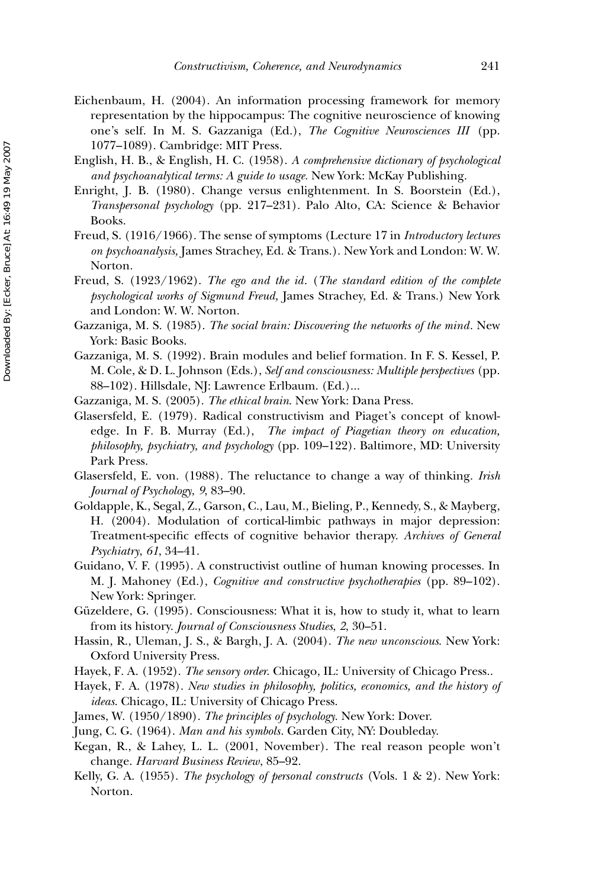Eichenbaum, H. (2004). An information processing framework for memory representation by the hippocampus: The cognitive neuroscience of knowing one's self. In M. S. Gazzaniga (Ed.), *The Cognitive Neurosciences III* (pp. 1077–1089). Cambridge: MIT Press.

English, H. B., & English, H. C. (1958). *A comprehensive dictionary of psychological and psychoanalytical terms: A guide to usage*. New York: McKay Publishing.

Enright, J. B. (1980). Change versus enlightenment. In S. Boorstein (Ed.), *Transpersonal psychology* (pp. 217–231). Palo Alto, CA: Science & Behavior Books.

Freud, S. (1916/1966). The sense of symptoms (Lecture 17 in *Introductory lectures on psychoanalysis,* James Strachey, Ed. & Trans.). New York and London: W. W. Norton.

Freud, S. (1923/1962). *The ego and the id*. (*The standard edition of the complete psychological works of Sigmund Freud,* James Strachey, Ed. & Trans.) New York and London: W. W. Norton.

Gazzaniga, M. S. (1985). *The social brain: Discovering the networks of the mind*. New York: Basic Books.

Gazzaniga, M. S. (1992). Brain modules and belief formation. In F. S. Kessel, P. M. Cole, & D. L. Johnson (Eds.), *Self and consciousness: Multiple perspectives* (pp. 88–102). Hillsdale, NJ: Lawrence Erlbaum. (Ed.)...

Gazzaniga, M. S. (2005). *The ethical brain*. New York: Dana Press.

Glasersfeld, E. (1979). Radical constructivism and Piaget's concept of knowledge. In F. B. Murray (Ed.), *The impact of Piagetian theory on education, philosophy, psychiatry, and psychology* (pp. 109–122). Baltimore, MD: University Park Press.

Glasersfeld, E. von. (1988). The reluctance to change a way of thinking. *Irish Journal of Psychology*, *9*, 83–90.

Goldapple, K., Segal, Z., Garson, C., Lau, M., Bieling, P., Kennedy, S., & Mayberg, H. (2004). Modulation of cortical-limbic pathways in major depression: Treatment-specific effects of cognitive behavior therapy. *Archives of General Psychiatry*, *61*, 34–41.

Guidano, V. F. (1995). A constructivist outline of human knowing processes. In M. J. Mahoney (Ed.), *Cognitive and constructive psychotherapies* (pp. 89–102). New York: Springer.

Güzeldere, G. (1995). Consciousness: What it is, how to study it, what to learn from its history. *Journal of Consciousness Studies*, *2*, 30–51.

Hassin, R., Uleman, J. S., & Bargh, J. A. (2004). *The new unconscious*. New York: Oxford University Press.

Hayek, F. A. (1952). *The sensory order*. Chicago, IL: University of Chicago Press..

Hayek, F. A. (1978). *New studies in philosophy, politics, economics, and the history of ideas*. Chicago, IL: University of Chicago Press.

James, W. (1950/1890). *The principles of psychology*. New York: Dover.

Jung, C. G. (1964). *Man and his symbols*. Garden City, NY: Doubleday.

Kegan, R., & Lahey, L. L. (2001, November). The real reason people won't change. *Harvard Business Review*, 85–92.

Kelly, G. A. (1955). *The psychology of personal constructs* (Vols. 1 & 2). New York: Norton.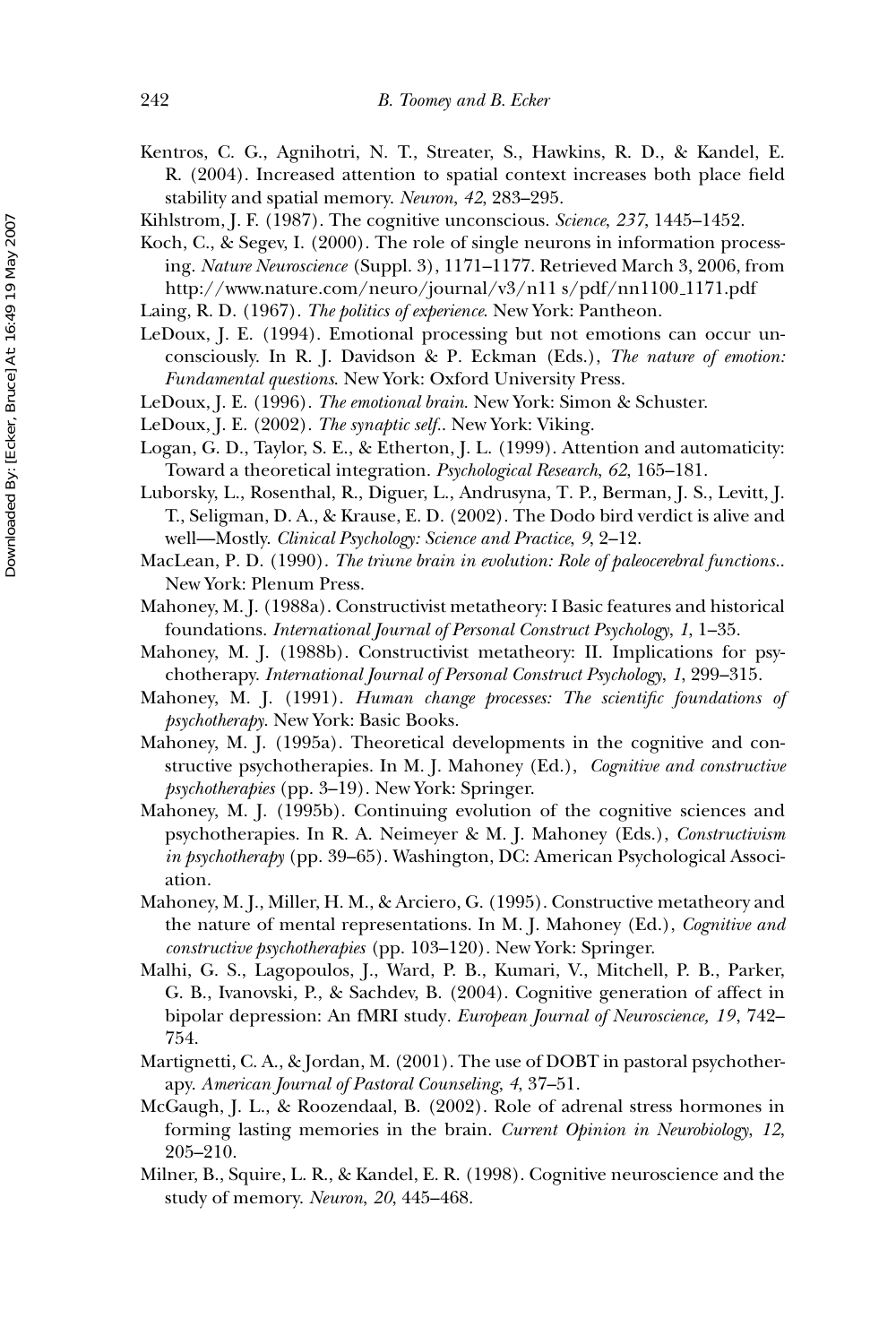Kentros, C. G., Agnihotri, N. T., Streater, S., Hawkins, R. D., & Kandel, E. R. (2004). Increased attention to spatial context increases both place field stability and spatial memory. *Neuron*, *42*, 283–295.

Kihlstrom, J. F. (1987). The cognitive unconscious. *Science*, *237*, 1445–1452.

Koch, C., & Segev, I. (2000). The role of single neurons in information processing. *Nature Neuroscience* (Suppl. 3), 1171–1177. Retrieved March 3, 2006, from http://www.nature.com/neuro/journal/v3/n11 s/pdf/nn1100_1171.pdf

Laing, R. D. (1967). *The politics of experience*. New York: Pantheon.

LeDoux, J. E. (1994). Emotional processing but not emotions can occur unconsciously. In R. J. Davidson & P. Eckman (Eds.), *The nature of emotion: Fundamental questions*. New York: Oxford University Press.

LeDoux, J. E. (1996). *The emotional brain*. New York: Simon & Schuster.

LeDoux, J. E. (2002). *The synaptic self.*. New York: Viking.

Logan, G. D., Taylor, S. E., & Etherton, J. L. (1999). Attention and automaticity: Toward a theoretical integration. *Psychological Research*, *62*, 165–181.

Luborsky, L., Rosenthal, R., Diguer, L., Andrusyna, T. P., Berman, J. S., Levitt, J. T., Seligman, D. A., & Krause, E. D. (2002). The Dodo bird verdict is alive and well—Mostly. *Clinical Psychology: Science and Practice*, *9*, 2–12.

MacLean, P. D. (1990). *The triune brain in evolution: Role of paleocerebral functions.*. New York: Plenum Press.

Mahoney, M. J. (1988a). Constructivist metatheory: I Basic features and historical foundations. *International Journal of Personal Construct Psychology*, *1*, 1–35.

Mahoney, M. J. (1988b). Constructivist metatheory: II. Implications for psychotherapy. *International Journal of Personal Construct Psychology*, *1*, 299–315.

Mahoney, M. J. (1991). *Human change processes: The scientific foundations of psychotherapy*. New York: Basic Books.

Mahoney, M. J. (1995a). Theoretical developments in the cognitive and constructive psychotherapies. In M. J. Mahoney (Ed.), *Cognitive and constructive psychotherapies* (pp. 3–19). New York: Springer.

Mahoney, M. J. (1995b). Continuing evolution of the cognitive sciences and psychotherapies. In R. A. Neimeyer & M. J. Mahoney (Eds.), *Constructivism in psychotherapy* (pp. 39–65). Washington, DC: American Psychological Association.

Mahoney, M. J., Miller, H. M., & Arciero, G. (1995). Constructive metatheory and the nature of mental representations. In M. J. Mahoney (Ed.), *Cognitive and constructive psychotherapies* (pp. 103–120). New York: Springer.

Malhi, G. S., Lagopoulos, J., Ward, P. B., Kumari, V., Mitchell, P. B., Parker, G. B., Ivanovski, P., & Sachdev, B. (2004). Cognitive generation of affect in bipolar depression: An fMRI study. *European Journal of Neuroscience, 19*, 742–754.

Martignetti, C. A., & Jordan, M. (2001). The use of DOBT in pastoral psychotherapy. *American Journal of Pastoral Counseling*, *4*, 37–51.

McGaugh, J. L., & Roozendaal, B. (2002). Role of adrenal stress hormones in forming lasting memories in the brain. *Current Opinion in Neurobiology*, *12*, 205–210.

Milner, B., Squire, L. R., & Kandel, E. R. (1998). Cognitive neuroscience and the study of memory. *Neuron*, *20*, 445–468.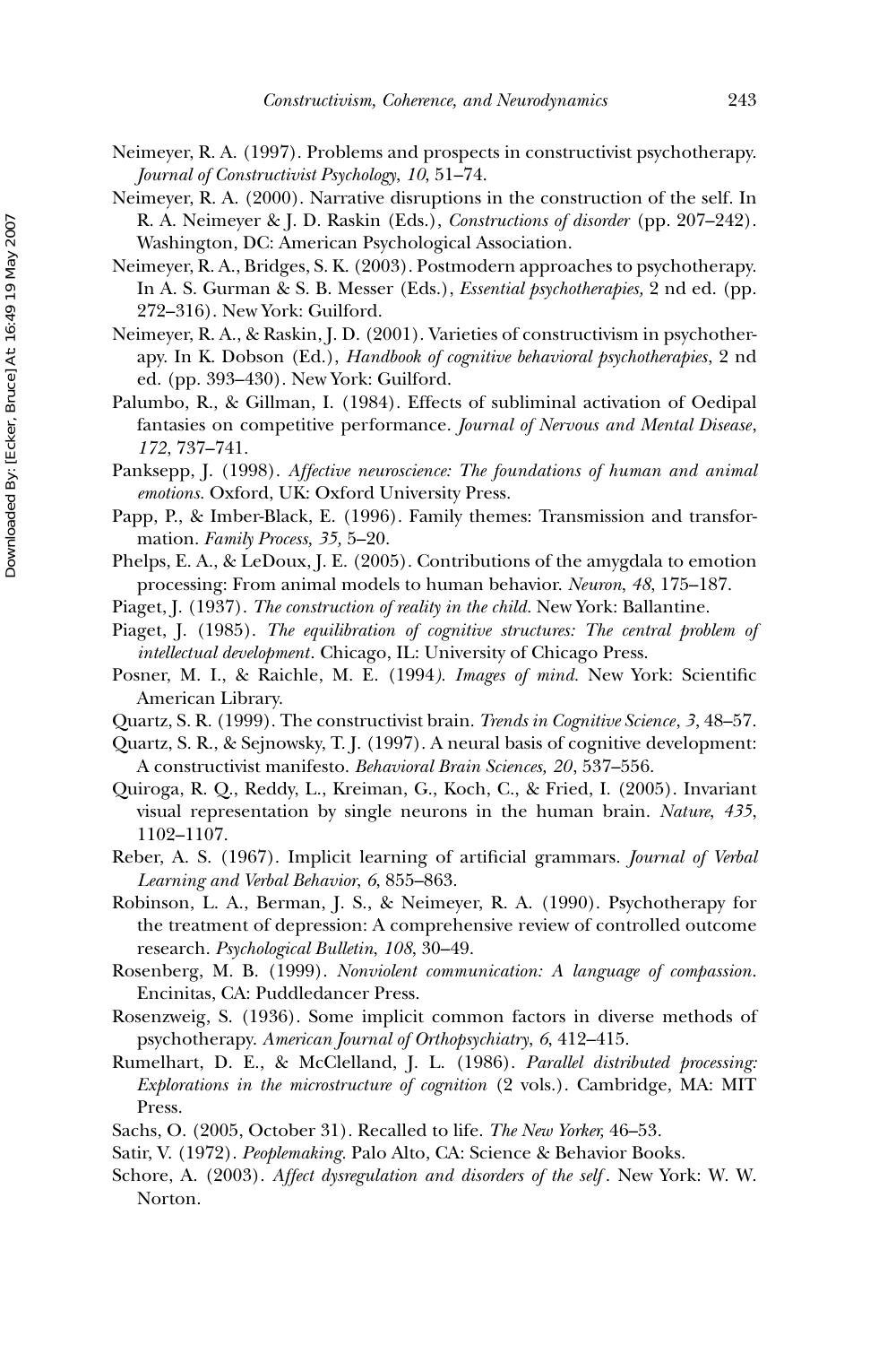Neimeyer, R. A. (1997). Problems and prospects in constructivist psychotherapy. *Journal of Constructivist Psychology*, *10*, 51–74.

Neimeyer, R. A. (2000). Narrative disruptions in the construction of the self. In R. A. Neimeyer & J. D. Raskin (Eds.), *Constructions of disorder* (pp. 207–242). Washington, DC: American Psychological Association.

Neimeyer, R. A., Bridges, S. K. (2003). Postmodern approaches to psychotherapy. In A. S. Gurman & S. B. Messer (Eds.), *Essential psychotherapies,* 2 nd ed. (pp. 272–316). New York: Guilford.

Neimeyer, R. A., & Raskin, J. D. (2001). Varieties of constructivism in psychotherapy. In K. Dobson (Ed.), *Handbook of cognitive behavioral psychotherapies*, 2 nd ed. (pp. 393–430). New York: Guilford.

Palumbo, R., & Gillman, I. (1984). Effects of subliminal activation of Oedipal fantasies on competitive performance. *Journal of Nervous and Mental Disease*, *172*, 737–741.

Panksepp, J. (1998). *Affective neuroscience: The foundations of human and animal emotions.* Oxford, UK: Oxford University Press.

Papp, P., & Imber-Black, E. (1996). Family themes: Transmission and transformation. *Family Process, 35,* 5–20.

Phelps, E. A., & LeDoux, J. E. (2005). Contributions of the amygdala to emotion processing: From animal models to human behavior. *Neuron*, *48*, 175–187.

Piaget, J. (1937). *The construction of reality in the child.* New York: Ballantine.

Piaget, J. (1985). *The equilibration of cognitive structures: The central problem of intellectual development*. Chicago, IL: University of Chicago Press.

Posner, M. I., & Raichle, M. E. (1994*). Images of mind.* New York: Scientific American Library.

Quartz, S. R. (1999). The constructivist brain. *Trends in Cognitive Science*, *3*, 48–57.

Quartz, S. R., & Sejnowsky, T. J. (1997). A neural basis of cognitive development: A constructivist manifesto. *Behavioral Brain Sciences, 20*, 537–556.

Quiroga, R. Q., Reddy, L., Kreiman, G., Koch, C., & Fried, I. (2005). Invariant visual representation by single neurons in the human brain. *Nature*, *435*, 1102–1107.

Reber, A. S. (1967). Implicit learning of artificial grammars. *Journal of Verbal Learning and Verbal Behavior*, *6*, 855–863.

Robinson, L. A., Berman, J. S., & Neimeyer, R. A. (1990). Psychotherapy for the treatment of depression: A comprehensive review of controlled outcome research. *Psychological Bulletin*, *108*, 30–49.

Rosenberg, M. B. (1999). *Nonviolent communication: A language of compassion*. Encinitas, CA: Puddledancer Press.

Rosenzweig, S. (1936). Some implicit common factors in diverse methods of psychotherapy. *American Journal of Orthopsychiatry*, *6*, 412–415.

Rumelhart, D. E., & McClelland, J. L. (1986). *Parallel distributed processing: Explorations in the microstructure of cognition* (2 vols.). Cambridge, MA: MIT Press.

Sachs, O. (2005, October 31). Recalled to life. *The New Yorker,* 46–53.

Satir, V. (1972). *Peoplemaking.* Palo Alto, CA: Science & Behavior Books.

Schore, A. (2003). *Affect dysregulation and disorders of the self*. New York: W. W. Norton.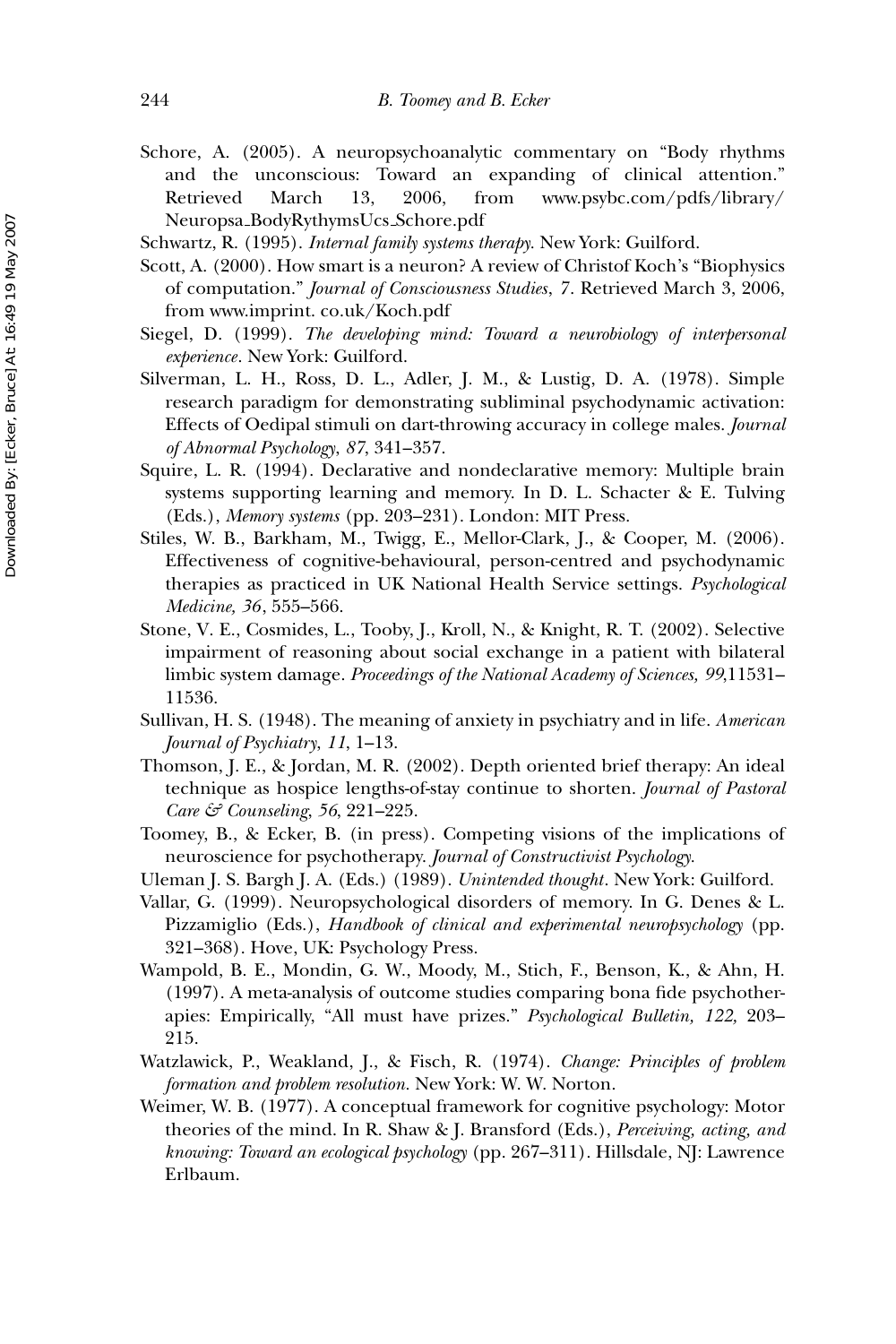Schore, A. (2005). A neuropsychoanalytic commentary on "Body rhythms and the unconscious: Toward an expanding of clinical attention." Retrieved March 13, 2006, from www.psybc.com/pdfs/library/Neuropsa_BodyRythymsUcs_Schore.pdf

Schwartz, R. (1995). *Internal family systems therapy.* New York: Guilford.

Scott, A. (2000). How smart is a neuron? A review of Christof Koch's "Biophysics of computation." *Journal of Consciousness Studies*, *7*. Retrieved March 3, 2006, from www.imprint. co.uk/Koch.pdf

Siegel, D. (1999). *The developing mind: Toward a neurobiology of interpersonal experience*. New York: Guilford.

Silverman, L. H., Ross, D. L., Adler, J. M., & Lustig, D. A. (1978). Simple research paradigm for demonstrating subliminal psychodynamic activation: Effects of Oedipal stimuli on dart-throwing accuracy in college males. *Journal of Abnormal Psychology*, *87*, 341–357.

Squire, L. R. (1994). Declarative and nondeclarative memory: Multiple brain systems supporting learning and memory. In D. L. Schacter & E. Tulving (Eds.), *Memory systems* (pp. 203–231). London: MIT Press.

Stiles, W. B., Barkham, M., Twigg, E., Mellor-Clark, J., & Cooper, M. (2006). Effectiveness of cognitive-behavioural, person-centred and psychodynamic therapies as practiced in UK National Health Service settings. *Psychological Medicine, 36*, 555–566.

Stone, V. E., Cosmides, L., Tooby, J., Kroll, N., & Knight, R. T. (2002). Selective impairment of reasoning about social exchange in a patient with bilateral limbic system damage. *Proceedings of the National Academy of Sciences, 99*,11531–11536.

Sullivan, H. S. (1948). The meaning of anxiety in psychiatry and in life. *American Journal of Psychiatry*, *11*, 1–13.

Thomson, J. E., & Jordan, M. R. (2002). Depth oriented brief therapy: An ideal technique as hospice lengths-of-stay continue to shorten. *Journal of Pastoral Care & Counseling*, *56*, 221–225.

Toomey, B., & Ecker, B. (in press). Competing visions of the implications of neuroscience for psychotherapy. *Journal of Constructivist Psychology.*

Uleman J. S. Bargh J. A. (Eds.) (1989). *Unintended thought*. New York: Guilford.

Vallar, G. (1999). Neuropsychological disorders of memory. In G. Denes & L. Pizzamiglio (Eds.), *Handbook of clinical and experimental neuropsychology* (pp. 321–368). Hove, UK: Psychology Press.

Wampold, B. E., Mondin, G. W., Moody, M., Stich, F., Benson, K., & Ahn, H. (1997). A meta-analysis of outcome studies comparing bona fide psychotherapies: Empirically, "All must have prizes." *Psychological Bulletin, 122,* 203–215.

Watzlawick, P., Weakland, J., & Fisch, R. (1974). *Change: Principles of problem formation and problem resolution.* New York: W. W. Norton.

Weimer, W. B. (1977). A conceptual framework for cognitive psychology: Motor theories of the mind. In R. Shaw & J. Bransford (Eds.), *Perceiving, acting, and knowing: Toward an ecological psychology* (pp. 267–311). Hillsdale, NJ: Lawrence Erlbaum.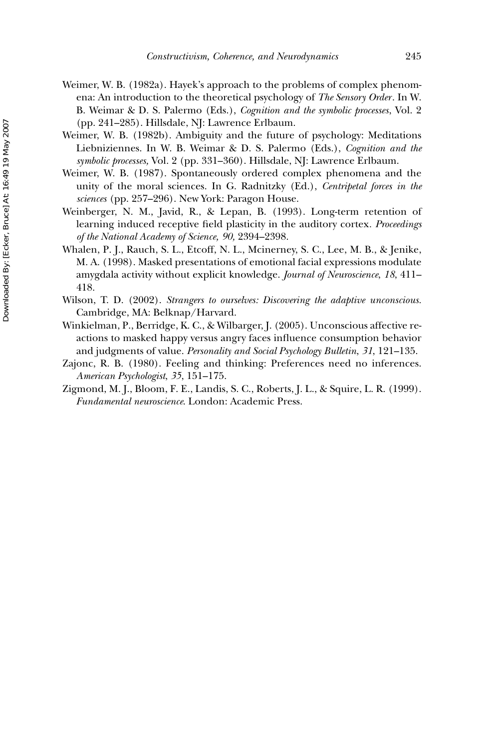Weimer, W. B. (1982a). Hayek's approach to the problems of complex phenomena: An introduction to the theoretical psychology of *The Sensory Order*. In W. B. Weimar & D. S. Palermo (Eds.), *Cognition and the symbolic processes*, Vol. 2 (pp. 241–285). Hillsdale, NJ: Lawrence Erlbaum.

Weimer, W. B. (1982b). Ambiguity and the future of psychology: Meditations Liebniziennes. In W. B. Weimar & D. S. Palermo (Eds.), *Cognition and the symbolic processes,* Vol. 2 (pp. 331–360). Hillsdale, NJ: Lawrence Erlbaum.

Weimer, W. B. (1987). Spontaneously ordered complex phenomena and the unity of the moral sciences. In G. Radnitzky (Ed.), *Centripetal forces in the sciences* (pp. 257–296). New York: Paragon House.

Weinberger, N. M., Javid, R., & Lepan, B. (1993). Long-term retention of learning induced receptive field plasticity in the auditory cortex. *Proceedings of the National Academy of Science, 90,* 2394–2398.

Whalen, P. J., Rauch, S. L., Etcoff, N. L., Mcinerney, S. C., Lee, M. B., & Jenike, M. A. (1998). Masked presentations of emotional facial expressions modulate amygdala activity without explicit knowledge. *Journal of Neuroscience*, *18*, 411–418.

Wilson, T. D. (2002). *Strangers to ourselves: Discovering the adaptive unconscious.* Cambridge, MA: Belknap/Harvard.

Winkielman, P., Berridge, K. C., & Wilbarger, J. (2005). Unconscious affective reactions to masked happy versus angry faces influence consumption behavior and judgments of value. *Personality and Social Psychology Bulletin*, *31*, 121–135.

Zajonc, R. B. (1980). Feeling and thinking: Preferences need no inferences. *American Psychologist*, *35*, 151–175.

Zigmond, M. J., Bloom, F. E., Landis, S. C., Roberts, J. L., & Squire, L. R. (1999). *Fundamental neuroscience*. London: Academic Press.